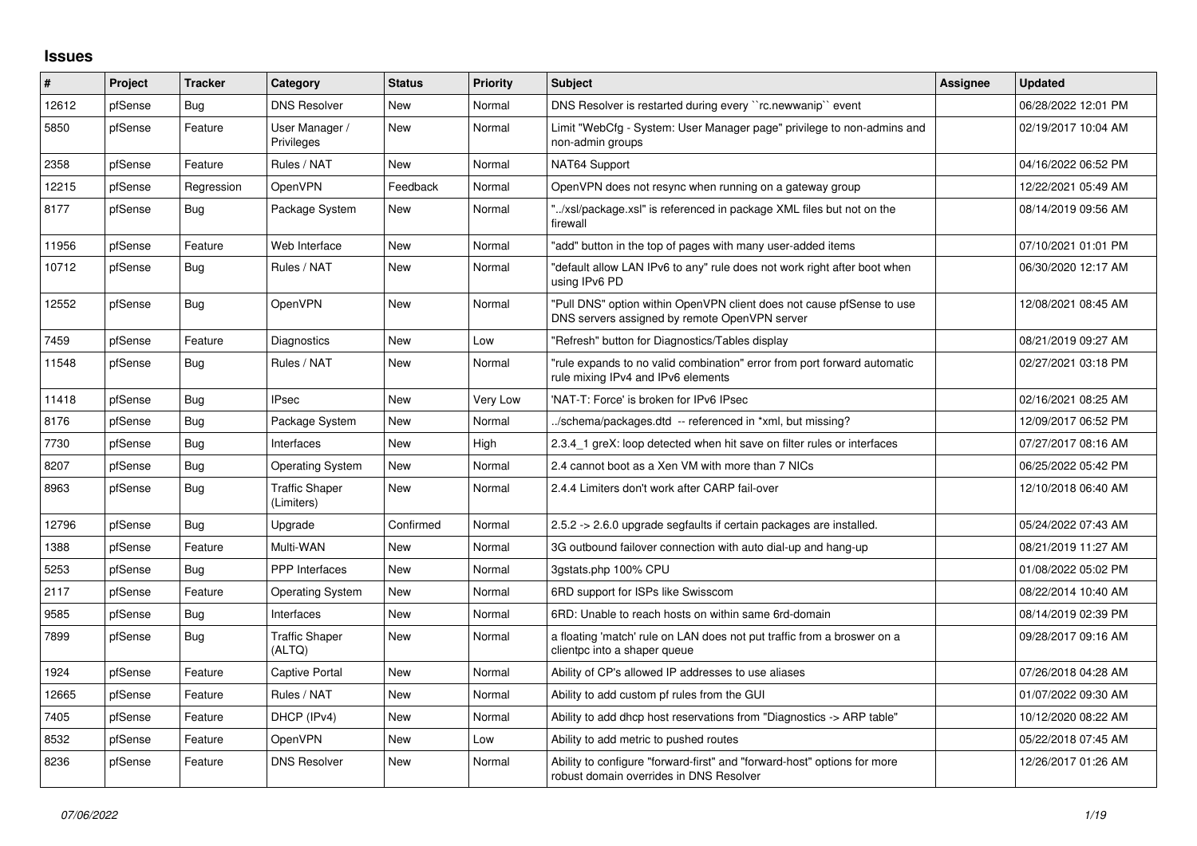## Issues

| # | Project | Tracker | Category | Status | Priority | Subject | Assignee | Updated |
|---|---|---|---|---|---|---|---|---|
| 12612 | pfSense | Bug | DNS Resolver | New | Normal | DNS Resolver is restarted during every ``rc.newwanip`` event | | 06/28/2022 12:01 PM |
| 5850 | pfSense | Feature | User Manager / Privileges | New | Normal | Limit "WebCfg - System: User Manager page" privilege to non-admins and non-admin groups | | 02/19/2017 10:04 AM |
| 2358 | pfSense | Feature | Rules / NAT | New | Normal | NAT64 Support | | 04/16/2022 06:52 PM |
| 12215 | pfSense | Regression | OpenVPN | Feedback | Normal | OpenVPN does not resync when running on a gateway group | | 12/22/2021 05:49 AM |
| 8177 | pfSense | Bug | Package System | New | Normal | "../xsl/package.xsl" is referenced in package XML files but not on the firewall | | 08/14/2019 09:56 AM |
| 11956 | pfSense | Feature | Web Interface | New | Normal | "add" button in the top of pages with many user-added items | | 07/10/2021 01:01 PM |
| 10712 | pfSense | Bug | Rules / NAT | New | Normal | "default allow LAN IPv6 to any" rule does not work right after boot when using IPv6 PD | | 06/30/2020 12:17 AM |
| 12552 | pfSense | Bug | OpenVPN | New | Normal | "Pull DNS" option within OpenVPN client does not cause pfSense to use DNS servers assigned by remote OpenVPN server | | 12/08/2021 08:45 AM |
| 7459 | pfSense | Feature | Diagnostics | New | Low | "Refresh" button for Diagnostics/Tables display | | 08/21/2019 09:27 AM |
| 11548 | pfSense | Bug | Rules / NAT | New | Normal | "rule expands to no valid combination" error from port forward automatic rule mixing IPv4 and IPv6 elements | | 02/27/2021 03:18 PM |
| 11418 | pfSense | Bug | IPsec | New | Very Low | 'NAT-T: Force' is broken for IPv6 IPsec | | 02/16/2021 08:25 AM |
| 8176 | pfSense | Bug | Package System | New | Normal | ../schema/packages.dtd -- referenced in *xml, but missing? | | 12/09/2017 06:52 PM |
| 7730 | pfSense | Bug | Interfaces | New | High | 2.3.4_1 greX: loop detected when hit save on filter rules or interfaces | | 07/27/2017 08:16 AM |
| 8207 | pfSense | Bug | Operating System | New | Normal | 2.4 cannot boot as a Xen VM with more than 7 NICs | | 06/25/2022 05:42 PM |
| 8963 | pfSense | Bug | Traffic Shaper (Limiters) | New | Normal | 2.4.4 Limiters don't work after CARP fail-over | | 12/10/2018 06:40 AM |
| 12796 | pfSense | Bug | Upgrade | Confirmed | Normal | 2.5.2 -> 2.6.0 upgrade segfaults if certain packages are installed. | | 05/24/2022 07:43 AM |
| 1388 | pfSense | Feature | Multi-WAN | New | Normal | 3G outbound failover connection with auto dial-up and hang-up | | 08/21/2019 11:27 AM |
| 5253 | pfSense | Bug | PPP Interfaces | New | Normal | 3gstats.php 100% CPU | | 01/08/2022 05:02 PM |
| 2117 | pfSense | Feature | Operating System | New | Normal | 6RD support for ISPs like Swisscom | | 08/22/2014 10:40 AM |
| 9585 | pfSense | Bug | Interfaces | New | Normal | 6RD: Unable to reach hosts on within same 6rd-domain | | 08/14/2019 02:39 PM |
| 7899 | pfSense | Bug | Traffic Shaper (ALTQ) | New | Normal | a floating 'match' rule on LAN does not put traffic from a broswer on a clientpc into a shaper queue | | 09/28/2017 09:16 AM |
| 1924 | pfSense | Feature | Captive Portal | New | Normal | Ability of CP's allowed IP addresses to use aliases | | 07/26/2018 04:28 AM |
| 12665 | pfSense | Feature | Rules / NAT | New | Normal | Ability to add custom pf rules from the GUI | | 01/07/2022 09:30 AM |
| 7405 | pfSense | Feature | DHCP (IPv4) | New | Normal | Ability to add dhcp host reservations from "Diagnostics -> ARP table" | | 10/12/2020 08:22 AM |
| 8532 | pfSense | Feature | OpenVPN | New | Low | Ability to add metric to pushed routes | | 05/22/2018 07:45 AM |
| 8236 | pfSense | Feature | DNS Resolver | New | Normal | Ability to configure "forward-first" and "forward-host" options for more robust domain overrides in DNS Resolver | | 12/26/2017 01:26 AM |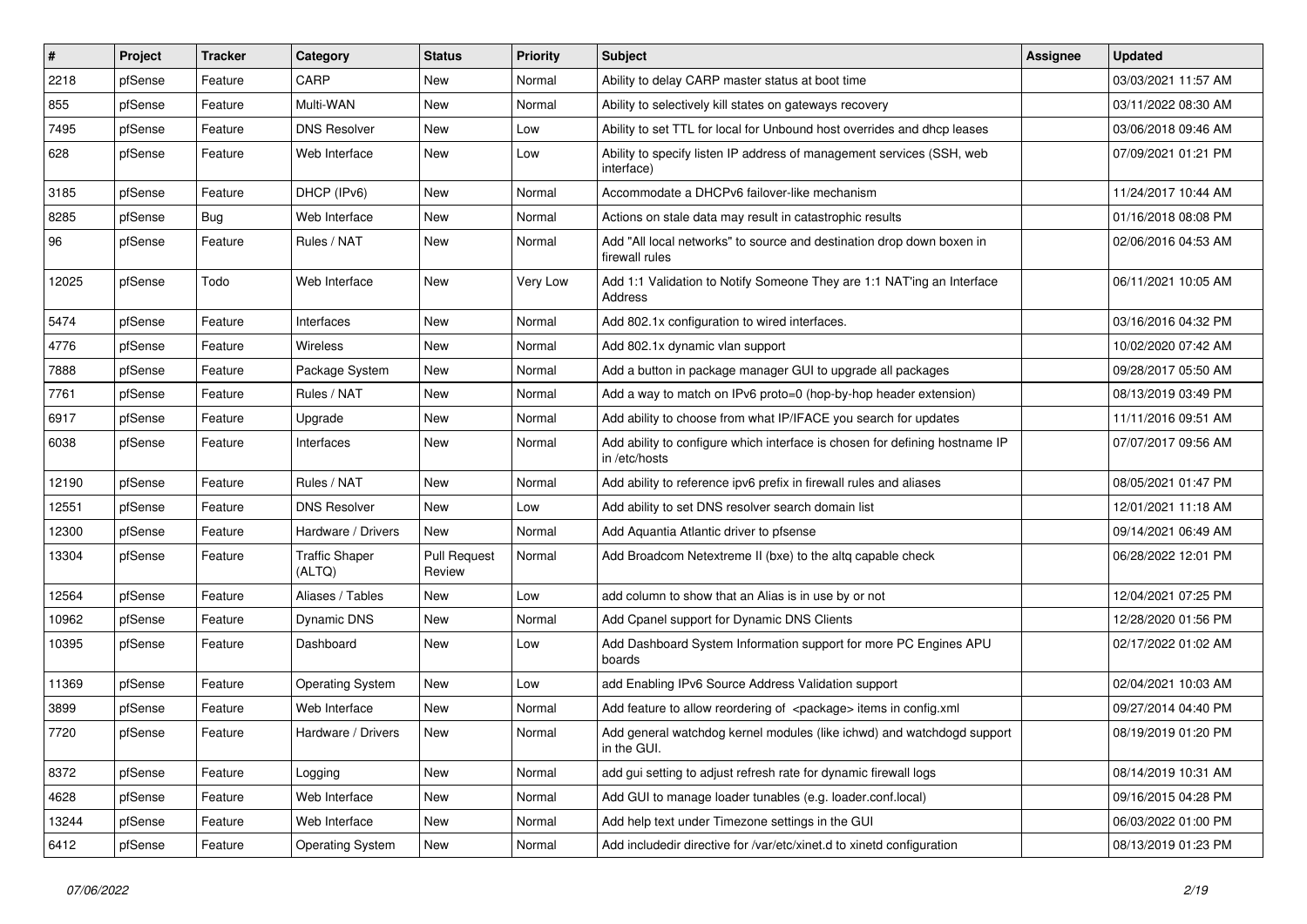| # | Project | Tracker | Category | Status | Priority | Subject | Assignee | Updated |
|---|---|---|---|---|---|---|---|---|
| 2218 | pfSense | Feature | CARP | New | Normal | Ability to delay CARP master status at boot time | | 03/03/2021 11:57 AM |
| 855 | pfSense | Feature | Multi-WAN | New | Normal | Ability to selectively kill states on gateways recovery | | 03/11/2022 08:30 AM |
| 7495 | pfSense | Feature | DNS Resolver | New | Low | Ability to set TTL for local for Unbound host overrides and dhcp leases | | 03/06/2018 09:46 AM |
| 628 | pfSense | Feature | Web Interface | New | Low | Ability to specify listen IP address of management services (SSH, web interface) | | 07/09/2021 01:21 PM |
| 3185 | pfSense | Feature | DHCP (IPv6) | New | Normal | Accommodate a DHCPv6 failover-like mechanism | | 11/24/2017 10:44 AM |
| 8285 | pfSense | Bug | Web Interface | New | Normal | Actions on stale data may result in catastrophic results | | 01/16/2018 08:08 PM |
| 96 | pfSense | Feature | Rules / NAT | New | Normal | Add "All local networks" to source and destination drop down boxen in firewall rules | | 02/06/2016 04:53 AM |
| 12025 | pfSense | Todo | Web Interface | New | Very Low | Add 1:1 Validation to Notify Someone They are 1:1 NAT'ing an Interface Address | | 06/11/2021 10:05 AM |
| 5474 | pfSense | Feature | Interfaces | New | Normal | Add 802.1x configuration to wired interfaces. | | 03/16/2016 04:32 PM |
| 4776 | pfSense | Feature | Wireless | New | Normal | Add 802.1x dynamic vlan support | | 10/02/2020 07:42 AM |
| 7888 | pfSense | Feature | Package System | New | Normal | Add a button in package manager GUI to upgrade all packages | | 09/28/2017 05:50 AM |
| 7761 | pfSense | Feature | Rules / NAT | New | Normal | Add a way to match on IPv6 proto=0 (hop-by-hop header extension) | | 08/13/2019 03:49 PM |
| 6917 | pfSense | Feature | Upgrade | New | Normal | Add ability to choose from what IP/IFACE you search for updates | | 11/11/2016 09:51 AM |
| 6038 | pfSense | Feature | Interfaces | New | Normal | Add ability to configure which interface is chosen for defining hostname IP in /etc/hosts | | 07/07/2017 09:56 AM |
| 12190 | pfSense | Feature | Rules / NAT | New | Normal | Add ability to reference ipv6 prefix in firewall rules and aliases | | 08/05/2021 01:47 PM |
| 12551 | pfSense | Feature | DNS Resolver | New | Low | Add ability to set DNS resolver search domain list | | 12/01/2021 11:18 AM |
| 12300 | pfSense | Feature | Hardware / Drivers | New | Normal | Add Aquantia Atlantic driver to pfsense | | 09/14/2021 06:49 AM |
| 13304 | pfSense | Feature | Traffic Shaper (ALTQ) | Pull Request Review | Normal | Add Broadcom Netextreme II (bxe) to the altq capable check | | 06/28/2022 12:01 PM |
| 12564 | pfSense | Feature | Aliases / Tables | New | Low | add column to show that an Alias is in use by or not | | 12/04/2021 07:25 PM |
| 10962 | pfSense | Feature | Dynamic DNS | New | Normal | Add Cpanel support for Dynamic DNS Clients | | 12/28/2020 01:56 PM |
| 10395 | pfSense | Feature | Dashboard | New | Low | Add Dashboard System Information support for more PC Engines APU boards | | 02/17/2022 01:02 AM |
| 11369 | pfSense | Feature | Operating System | New | Low | add Enabling IPv6 Source Address Validation support | | 02/04/2021 10:03 AM |
| 3899 | pfSense | Feature | Web Interface | New | Normal | Add feature to allow reordering of <package> items in config.xml | | 09/27/2014 04:40 PM |
| 7720 | pfSense | Feature | Hardware / Drivers | New | Normal | Add general watchdog kernel modules (like ichwd) and watchdogd support in the GUI. | | 08/19/2019 01:20 PM |
| 8372 | pfSense | Feature | Logging | New | Normal | add gui setting to adjust refresh rate for dynamic firewall logs | | 08/14/2019 10:31 AM |
| 4628 | pfSense | Feature | Web Interface | New | Normal | Add GUI to manage loader tunables (e.g. loader.conf.local) | | 09/16/2015 04:28 PM |
| 13244 | pfSense | Feature | Web Interface | New | Normal | Add help text under Timezone settings in the GUI | | 06/03/2022 01:00 PM |
| 6412 | pfSense | Feature | Operating System | New | Normal | Add includedir directive for /var/etc/xinet.d to xinetd configuration | | 08/13/2019 01:23 PM |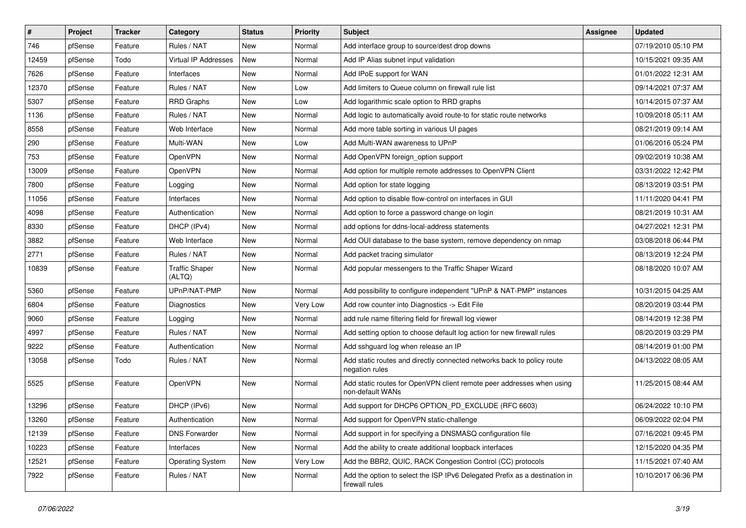| # | Project | Tracker | Category | Status | Priority | Subject | Assignee | Updated |
|---|---|---|---|---|---|---|---|---|
| 746 | pfSense | Feature | Rules / NAT | New | Normal | Add interface group to source/dest drop downs | | 07/19/2010 05:10 PM |
| 12459 | pfSense | Todo | Virtual IP Addresses | New | Normal | Add IP Alias subnet input validation | | 10/15/2021 09:35 AM |
| 7626 | pfSense | Feature | Interfaces | New | Normal | Add IPoE support for WAN | | 01/01/2022 12:31 AM |
| 12370 | pfSense | Feature | Rules / NAT | New | Low | Add limiters to Queue column on firewall rule list | | 09/14/2021 07:37 AM |
| 5307 | pfSense | Feature | RRD Graphs | New | Low | Add logarithmic scale option to RRD graphs | | 10/14/2015 07:37 AM |
| 1136 | pfSense | Feature | Rules / NAT | New | Normal | Add logic to automatically avoid route-to for static route networks | | 10/09/2018 05:11 AM |
| 8558 | pfSense | Feature | Web Interface | New | Normal | Add more table sorting in various UI pages | | 08/21/2019 09:14 AM |
| 290 | pfSense | Feature | Multi-WAN | New | Low | Add Multi-WAN awareness to UPnP | | 01/06/2016 05:24 PM |
| 753 | pfSense | Feature | OpenVPN | New | Normal | Add OpenVPN foreign_option support | | 09/02/2019 10:38 AM |
| 13009 | pfSense | Feature | OpenVPN | New | Normal | Add option for multiple remote addresses to OpenVPN Client | | 03/31/2022 12:42 PM |
| 7800 | pfSense | Feature | Logging | New | Normal | Add option for state logging | | 08/13/2019 03:51 PM |
| 11056 | pfSense | Feature | Interfaces | New | Normal | Add option to disable flow-control on interfaces in GUI | | 11/11/2020 04:41 PM |
| 4098 | pfSense | Feature | Authentication | New | Normal | Add option to force a password change on login | | 08/21/2019 10:31 AM |
| 8330 | pfSense | Feature | DHCP (IPv4) | New | Normal | add options for ddns-local-address statements | | 04/27/2021 12:31 PM |
| 3882 | pfSense | Feature | Web Interface | New | Normal | Add OUI database to the base system, remove dependency on nmap | | 03/08/2018 06:44 PM |
| 2771 | pfSense | Feature | Rules / NAT | New | Normal | Add packet tracing simulator | | 08/13/2019 12:24 PM |
| 10839 | pfSense | Feature | Traffic Shaper (ALTQ) | New | Normal | Add popular messengers to the Traffic Shaper Wizard | | 08/18/2020 10:07 AM |
| 5360 | pfSense | Feature | UPnP/NAT-PMP | New | Normal | Add possibility to configure independent "UPnP & NAT-PMP" instances | | 10/31/2015 04:25 AM |
| 6804 | pfSense | Feature | Diagnostics | New | Very Low | Add row counter into Diagnostics -> Edit File | | 08/20/2019 03:44 PM |
| 9060 | pfSense | Feature | Logging | New | Normal | add rule name filtering field for firewall log viewer | | 08/14/2019 12:38 PM |
| 4997 | pfSense | Feature | Rules / NAT | New | Normal | Add setting option to choose default log action for new firewall rules | | 08/20/2019 03:29 PM |
| 9222 | pfSense | Feature | Authentication | New | Normal | Add sshguard log when release an IP | | 08/14/2019 01:00 PM |
| 13058 | pfSense | Todo | Rules / NAT | New | Normal | Add static routes and directly connected networks back to policy route negation rules | | 04/13/2022 08:05 AM |
| 5525 | pfSense | Feature | OpenVPN | New | Normal | Add static routes for OpenVPN client remote peer addresses when using non-default WANs | | 11/25/2015 08:44 AM |
| 13296 | pfSense | Feature | DHCP (IPv6) | New | Normal | Add support for DHCP6 OPTION_PD_EXCLUDE (RFC 6603) | | 06/24/2022 10:10 PM |
| 13260 | pfSense | Feature | Authentication | New | Normal | Add support for OpenVPN static-challenge | | 06/09/2022 02:04 PM |
| 12139 | pfSense | Feature | DNS Forwarder | New | Normal | Add support in for specifying a DNSMASQ configuration file | | 07/16/2021 09:45 PM |
| 10223 | pfSense | Feature | Interfaces | New | Normal | Add the ability to create additional loopback interfaces | | 12/15/2020 04:35 PM |
| 12521 | pfSense | Feature | Operating System | New | Very Low | Add the BBR2, QUIC, RACK Congestion Control (CC) protocols | | 11/15/2021 07:40 AM |
| 7922 | pfSense | Feature | Rules / NAT | New | Normal | Add the option to select the ISP IPv6 Delegated Prefix as a destination in firewall rules | | 10/10/2017 06:36 PM |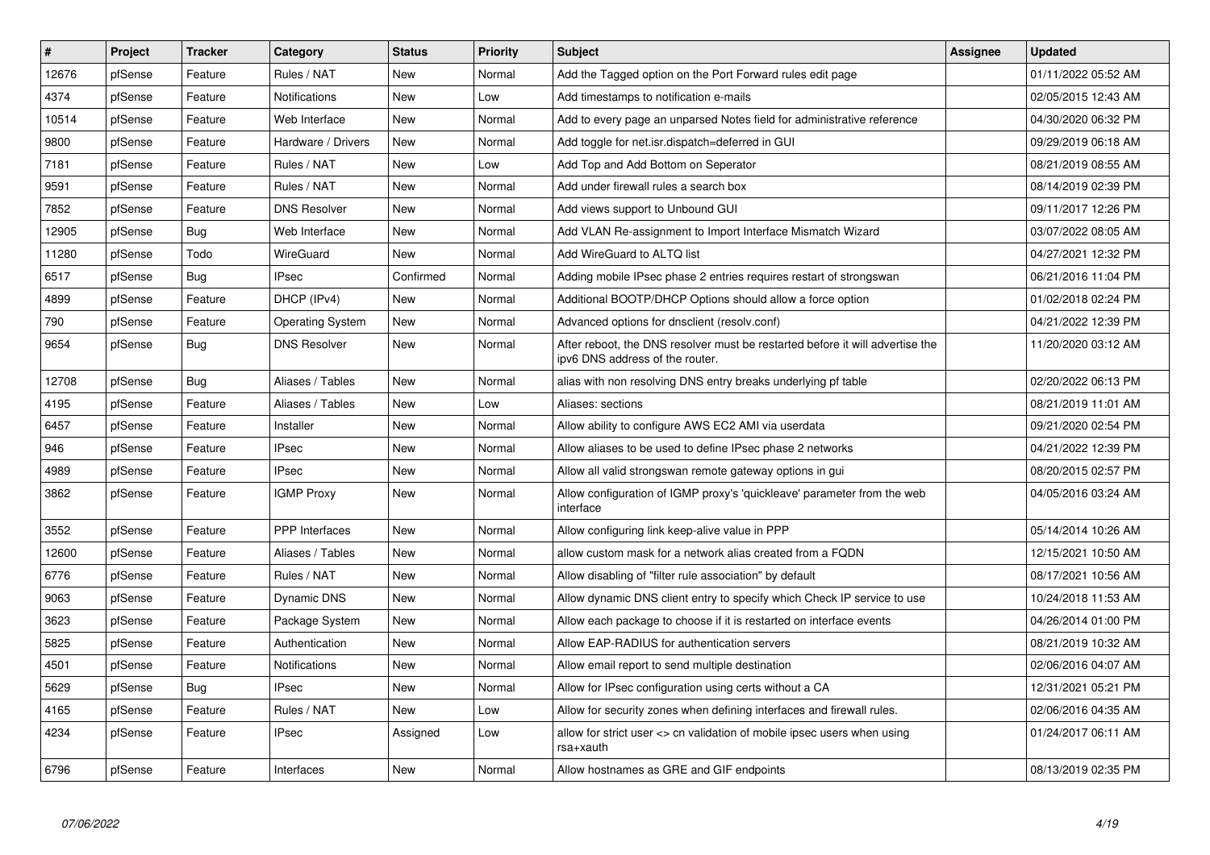| # | Project | Tracker | Category | Status | Priority | Subject | Assignee | Updated |
|---|---|---|---|---|---|---|---|---|
| 12676 | pfSense | Feature | Rules / NAT | New | Normal | Add the Tagged option on the Port Forward rules edit page | | 01/11/2022 05:52 AM |
| 4374 | pfSense | Feature | Notifications | New | Low | Add timestamps to notification e-mails | | 02/05/2015 12:43 AM |
| 10514 | pfSense | Feature | Web Interface | New | Normal | Add to every page an unparsed Notes field for administrative reference | | 04/30/2020 06:32 PM |
| 9800 | pfSense | Feature | Hardware / Drivers | New | Normal | Add toggle for net.isr.dispatch=deferred in GUI | | 09/29/2019 06:18 AM |
| 7181 | pfSense | Feature | Rules / NAT | New | Low | Add Top and Add Bottom on Seperator | | 08/21/2019 08:55 AM |
| 9591 | pfSense | Feature | Rules / NAT | New | Normal | Add under firewall rules a search box | | 08/14/2019 02:39 PM |
| 7852 | pfSense | Feature | DNS Resolver | New | Normal | Add views support to Unbound GUI | | 09/11/2017 12:26 PM |
| 12905 | pfSense | Bug | Web Interface | New | Normal | Add VLAN Re-assignment to Import Interface Mismatch Wizard | | 03/07/2022 08:05 AM |
| 11280 | pfSense | Todo | WireGuard | New | Normal | Add WireGuard to ALTQ list | | 04/27/2021 12:32 PM |
| 6517 | pfSense | Bug | IPsec | Confirmed | Normal | Adding mobile IPsec phase 2 entries requires restart of strongswan | | 06/21/2016 11:04 PM |
| 4899 | pfSense | Feature | DHCP (IPv4) | New | Normal | Additional BOOTP/DHCP Options should allow a force option | | 01/02/2018 02:24 PM |
| 790 | pfSense | Feature | Operating System | New | Normal | Advanced options for dnsclient (resolv.conf) | | 04/21/2022 12:39 PM |
| 9654 | pfSense | Bug | DNS Resolver | New | Normal | After reboot, the DNS resolver must be restarted before it will advertise the ipv6 DNS address of the router. | | 11/20/2020 03:12 AM |
| 12708 | pfSense | Bug | Aliases / Tables | New | Normal | alias with non resolving DNS entry breaks underlying pf table | | 02/20/2022 06:13 PM |
| 4195 | pfSense | Feature | Aliases / Tables | New | Low | Aliases: sections | | 08/21/2019 11:01 AM |
| 6457 | pfSense | Feature | Installer | New | Normal | Allow ability to configure AWS EC2 AMI via userdata | | 09/21/2020 02:54 PM |
| 946 | pfSense | Feature | IPsec | New | Normal | Allow aliases to be used to define IPsec phase 2 networks | | 04/21/2022 12:39 PM |
| 4989 | pfSense | Feature | IPsec | New | Normal | Allow all valid strongswan remote gateway options in gui | | 08/20/2015 02:57 PM |
| 3862 | pfSense | Feature | IGMP Proxy | New | Normal | Allow configuration of IGMP proxy's 'quickleave' parameter from the web interface | | 04/05/2016 03:24 AM |
| 3552 | pfSense | Feature | PPP Interfaces | New | Normal | Allow configuring link keep-alive value in PPP | | 05/14/2014 10:26 AM |
| 12600 | pfSense | Feature | Aliases / Tables | New | Normal | allow custom mask for a network alias created from a FQDN | | 12/15/2021 10:50 AM |
| 6776 | pfSense | Feature | Rules / NAT | New | Normal | Allow disabling of "filter rule association" by default | | 08/17/2021 10:56 AM |
| 9063 | pfSense | Feature | Dynamic DNS | New | Normal | Allow dynamic DNS client entry to specify which Check IP service to use | | 10/24/2018 11:53 AM |
| 3623 | pfSense | Feature | Package System | New | Normal | Allow each package to choose if it is restarted on interface events | | 04/26/2014 01:00 PM |
| 5825 | pfSense | Feature | Authentication | New | Normal | Allow EAP-RADIUS for authentication servers | | 08/21/2019 10:32 AM |
| 4501 | pfSense | Feature | Notifications | New | Normal | Allow email report to send multiple destination | | 02/06/2016 04:07 AM |
| 5629 | pfSense | Bug | IPsec | New | Normal | Allow for IPsec configuration using certs without a CA | | 12/31/2021 05:21 PM |
| 4165 | pfSense | Feature | Rules / NAT | New | Low | Allow for security zones when defining interfaces and firewall rules. | | 02/06/2016 04:35 AM |
| 4234 | pfSense | Feature | IPsec | Assigned | Low | allow for strict user <> cn validation of mobile ipsec users when using rsa+xauth | | 01/24/2017 06:11 AM |
| 6796 | pfSense | Feature | Interfaces | New | Normal | Allow hostnames as GRE and GIF endpoints | | 08/13/2019 02:35 PM |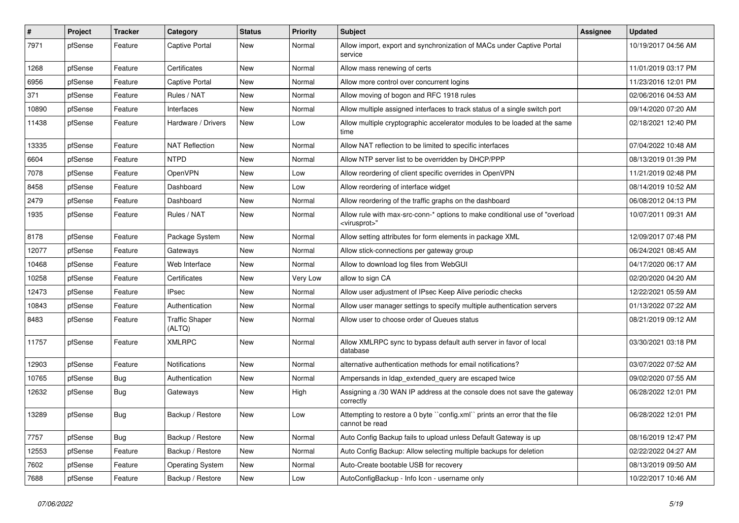| # | Project | Tracker | Category | Status | Priority | Subject | Assignee | Updated |
|---|---|---|---|---|---|---|---|---|
| 7971 | pfSense | Feature | Captive Portal | New | Normal | Allow import, export and synchronization of MACs under Captive Portal service | | 10/19/2017 04:56 AM |
| 1268 | pfSense | Feature | Certificates | New | Normal | Allow mass renewing of certs | | 11/01/2019 03:17 PM |
| 6956 | pfSense | Feature | Captive Portal | New | Normal | Allow more control over concurrent logins | | 11/23/2016 12:01 PM |
| 371 | pfSense | Feature | Rules / NAT | New | Normal | Allow moving of bogon and RFC 1918 rules | | 02/06/2016 04:53 AM |
| 10890 | pfSense | Feature | Interfaces | New | Normal | Allow multiple assigned interfaces to track status of a single switch port | | 09/14/2020 07:20 AM |
| 11438 | pfSense | Feature | Hardware / Drivers | New | Low | Allow multiple cryptographic accelerator modules to be loaded at the same time | | 02/18/2021 12:40 PM |
| 13335 | pfSense | Feature | NAT Reflection | New | Normal | Allow NAT reflection to be limited to specific interfaces | | 07/04/2022 10:48 AM |
| 6604 | pfSense | Feature | NTPD | New | Normal | Allow NTP server list to be overridden by DHCP/PPP | | 08/13/2019 01:39 PM |
| 7078 | pfSense | Feature | OpenVPN | New | Low | Allow reordering of client specific overrides in OpenVPN | | 11/21/2019 02:48 PM |
| 8458 | pfSense | Feature | Dashboard | New | Low | Allow reordering of interface widget | | 08/14/2019 10:52 AM |
| 2479 | pfSense | Feature | Dashboard | New | Normal | Allow reordering of the traffic graphs on the dashboard | | 06/08/2012 04:13 PM |
| 1935 | pfSense | Feature | Rules / NAT | New | Normal | Allow rule with max-src-conn-* options to make conditional use of "overload <virusprot>" | | 10/07/2011 09:31 AM |
| 8178 | pfSense | Feature | Package System | New | Normal | Allow setting attributes for form elements in package XML | | 12/09/2017 07:48 PM |
| 12077 | pfSense | Feature | Gateways | New | Normal | Allow stick-connections per gateway group | | 06/24/2021 08:45 AM |
| 10468 | pfSense | Feature | Web Interface | New | Normal | Allow to download log files from WebGUI | | 04/17/2020 06:17 AM |
| 10258 | pfSense | Feature | Certificates | New | Very Low | allow to sign CA | | 02/20/2020 04:20 AM |
| 12473 | pfSense | Feature | IPsec | New | Normal | Allow user adjustment of IPsec Keep Alive periodic checks | | 12/22/2021 05:59 AM |
| 10843 | pfSense | Feature | Authentication | New | Normal | Allow user manager settings to specify multiple authentication servers | | 01/13/2022 07:22 AM |
| 8483 | pfSense | Feature | Traffic Shaper (ALTQ) | New | Normal | Allow user to choose order of Queues status | | 08/21/2019 09:12 AM |
| 11757 | pfSense | Feature | XMLRPC | New | Normal | Allow XMLRPC sync to bypass default auth server in favor of local database | | 03/30/2021 03:18 PM |
| 12903 | pfSense | Feature | Notifications | New | Normal | alternative authentication methods for email notifications? | | 03/07/2022 07:52 AM |
| 10765 | pfSense | Bug | Authentication | New | Normal | Ampersands in ldap_extended_query are escaped twice | | 09/02/2020 07:55 AM |
| 12632 | pfSense | Bug | Gateways | New | High | Assigning a /30 WAN IP address at the console does not save the gateway correctly | | 06/28/2022 12:01 PM |
| 13289 | pfSense | Bug | Backup / Restore | New | Low | Attempting to restore a 0 byte ``config.xml`` prints an error that the file cannot be read | | 06/28/2022 12:01 PM |
| 7757 | pfSense | Bug | Backup / Restore | New | Normal | Auto Config Backup fails to upload unless Default Gateway is up | | 08/16/2019 12:47 PM |
| 12553 | pfSense | Feature | Backup / Restore | New | Normal | Auto Config Backup: Allow selecting multiple backups for deletion | | 02/22/2022 04:27 AM |
| 7602 | pfSense | Feature | Operating System | New | Normal | Auto-Create bootable USB for recovery | | 08/13/2019 09:50 AM |
| 7688 | pfSense | Feature | Backup / Restore | New | Low | AutoConfigBackup - Info Icon - username only | | 10/22/2017 10:46 AM |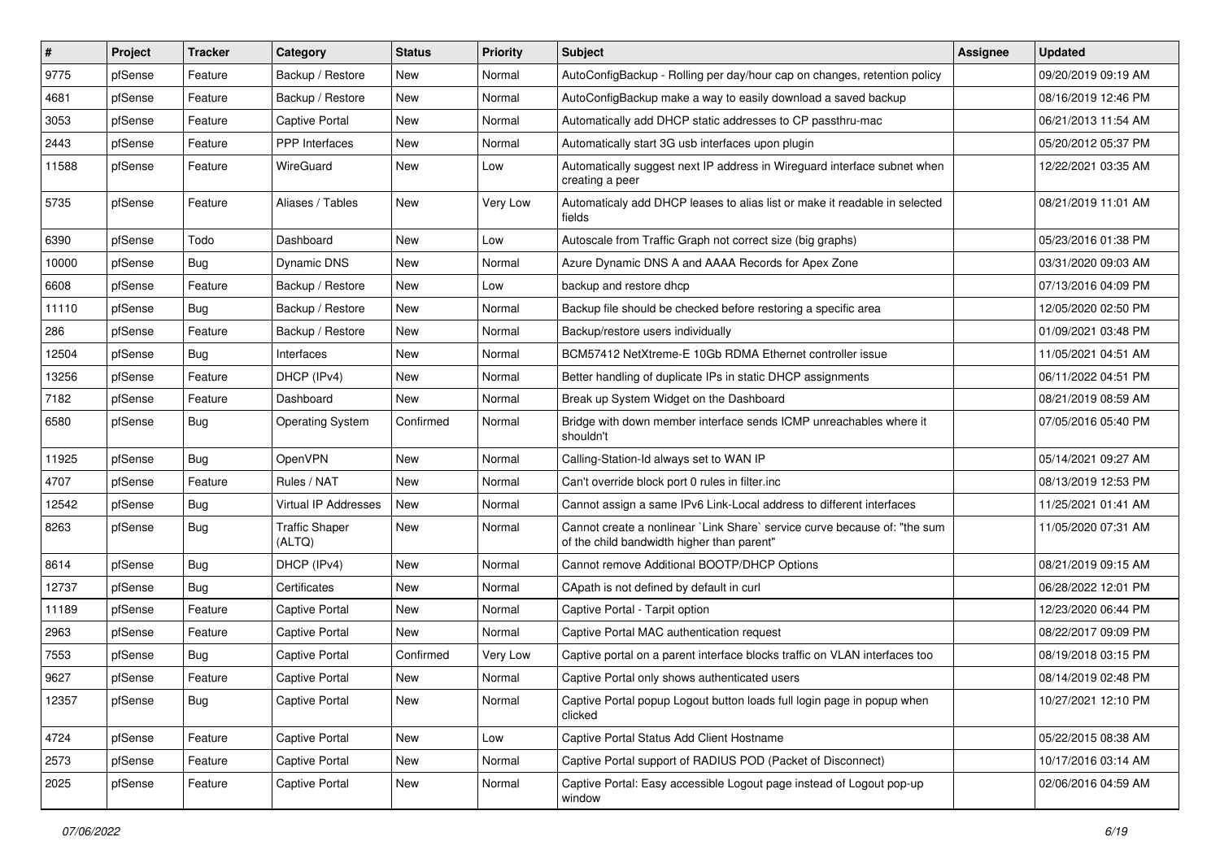| # | Project | Tracker | Category | Status | Priority | Subject | Assignee | Updated |
|---|---|---|---|---|---|---|---|---|
| 9775 | pfSense | Feature | Backup / Restore | New | Normal | AutoConfigBackup - Rolling per day/hour cap on changes, retention policy | | 09/20/2019 09:19 AM |
| 4681 | pfSense | Feature | Backup / Restore | New | Normal | AutoConfigBackup make a way to easily download a saved backup | | 08/16/2019 12:46 PM |
| 3053 | pfSense | Feature | Captive Portal | New | Normal | Automatically add DHCP static addresses to CP passthru-mac | | 06/21/2013 11:54 AM |
| 2443 | pfSense | Feature | PPP Interfaces | New | Normal | Automatically start 3G usb interfaces upon plugin | | 05/20/2012 05:37 PM |
| 11588 | pfSense | Feature | WireGuard | New | Low | Automatically suggest next IP address in Wireguard interface subnet when creating a peer | | 12/22/2021 03:35 AM |
| 5735 | pfSense | Feature | Aliases / Tables | New | Very Low | Automaticaly add DHCP leases to alias list or make it readable in selected fields | | 08/21/2019 11:01 AM |
| 6390 | pfSense | Todo | Dashboard | New | Low | Autoscale from Traffic Graph not correct size (big graphs) | | 05/23/2016 01:38 PM |
| 10000 | pfSense | Bug | Dynamic DNS | New | Normal | Azure Dynamic DNS A and AAAA Records for Apex Zone | | 03/31/2020 09:03 AM |
| 6608 | pfSense | Feature | Backup / Restore | New | Low | backup and restore dhcp | | 07/13/2016 04:09 PM |
| 11110 | pfSense | Bug | Backup / Restore | New | Normal | Backup file should be checked before restoring a specific area | | 12/05/2020 02:50 PM |
| 286 | pfSense | Feature | Backup / Restore | New | Normal | Backup/restore users individually | | 01/09/2021 03:48 PM |
| 12504 | pfSense | Bug | Interfaces | New | Normal | BCM57412 NetXtreme-E 10Gb RDMA Ethernet controller issue | | 11/05/2021 04:51 AM |
| 13256 | pfSense | Feature | DHCP (IPv4) | New | Normal | Better handling of duplicate IPs in static DHCP assignments | | 06/11/2022 04:51 PM |
| 7182 | pfSense | Feature | Dashboard | New | Normal | Break up System Widget on the Dashboard | | 08/21/2019 08:59 AM |
| 6580 | pfSense | Bug | Operating System | Confirmed | Normal | Bridge with down member interface sends ICMP unreachables where it shouldn't | | 07/05/2016 05:40 PM |
| 11925 | pfSense | Bug | OpenVPN | New | Normal | Calling-Station-Id always set to WAN IP | | 05/14/2021 09:27 AM |
| 4707 | pfSense | Feature | Rules / NAT | New | Normal | Can't override block port 0 rules in filter.inc | | 08/13/2019 12:53 PM |
| 12542 | pfSense | Bug | Virtual IP Addresses | New | Normal | Cannot assign a same IPv6 Link-Local address to different interfaces | | 11/25/2021 01:41 AM |
| 8263 | pfSense | Bug | Traffic Shaper (ALTQ) | New | Normal | Cannot create a nonlinear `Link Share` service curve because of: "the sum of the child bandwidth higher than parent" | | 11/05/2020 07:31 AM |
| 8614 | pfSense | Bug | DHCP (IPv4) | New | Normal | Cannot remove Additional BOOTP/DHCP Options | | 08/21/2019 09:15 AM |
| 12737 | pfSense | Bug | Certificates | New | Normal | CApath is not defined by default in curl | | 06/28/2022 12:01 PM |
| 11189 | pfSense | Feature | Captive Portal | New | Normal | Captive Portal - Tarpit option | | 12/23/2020 06:44 PM |
| 2963 | pfSense | Feature | Captive Portal | New | Normal | Captive Portal MAC authentication request | | 08/22/2017 09:09 PM |
| 7553 | pfSense | Bug | Captive Portal | Confirmed | Very Low | Captive portal on a parent interface blocks traffic on VLAN interfaces too | | 08/19/2018 03:15 PM |
| 9627 | pfSense | Feature | Captive Portal | New | Normal | Captive Portal only shows authenticated users | | 08/14/2019 02:48 PM |
| 12357 | pfSense | Bug | Captive Portal | New | Normal | Captive Portal popup Logout button loads full login page in popup when clicked | | 10/27/2021 12:10 PM |
| 4724 | pfSense | Feature | Captive Portal | New | Low | Captive Portal Status Add Client Hostname | | 05/22/2015 08:38 AM |
| 2573 | pfSense | Feature | Captive Portal | New | Normal | Captive Portal support of RADIUS POD (Packet of Disconnect) | | 10/17/2016 03:14 AM |
| 2025 | pfSense | Feature | Captive Portal | New | Normal | Captive Portal: Easy accessible Logout page instead of Logout pop-up window | | 02/06/2016 04:59 AM |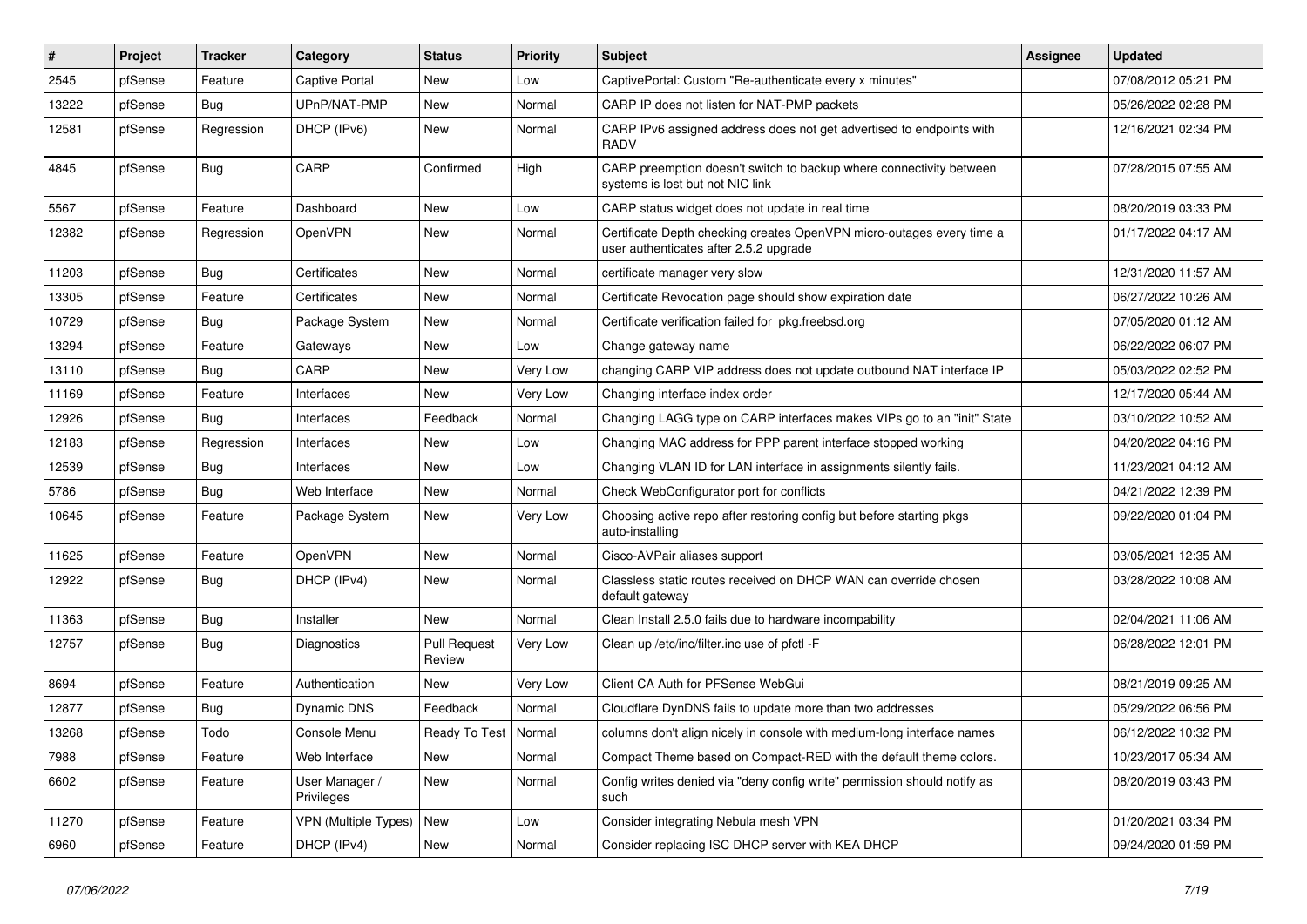| # | Project | Tracker | Category | Status | Priority | Subject | Assignee | Updated |
|---|---|---|---|---|---|---|---|---|
| 2545 | pfSense | Feature | Captive Portal | New | Low | CaptivePortal: Custom "Re-authenticate every x minutes" | | 07/08/2012 05:21 PM |
| 13222 | pfSense | Bug | UPnP/NAT-PMP | New | Normal | CARP IP does not listen for NAT-PMP packets | | 05/26/2022 02:28 PM |
| 12581 | pfSense | Regression | DHCP (IPv6) | New | Normal | CARP IPv6 assigned address does not get advertised to endpoints with RADV | | 12/16/2021 02:34 PM |
| 4845 | pfSense | Bug | CARP | Confirmed | High | CARP preemption doesn't switch to backup where connectivity between systems is lost but not NIC link | | 07/28/2015 07:55 AM |
| 5567 | pfSense | Feature | Dashboard | New | Low | CARP status widget does not update in real time | | 08/20/2019 03:33 PM |
| 12382 | pfSense | Regression | OpenVPN | New | Normal | Certificate Depth checking creates OpenVPN micro-outages every time a user authenticates after 2.5.2 upgrade | | 01/17/2022 04:17 AM |
| 11203 | pfSense | Bug | Certificates | New | Normal | certificate manager very slow | | 12/31/2020 11:57 AM |
| 13305 | pfSense | Feature | Certificates | New | Normal | Certificate Revocation page should show expiration date | | 06/27/2022 10:26 AM |
| 10729 | pfSense | Bug | Package System | New | Normal | Certificate verification failed for pkg.freebsd.org | | 07/05/2020 01:12 AM |
| 13294 | pfSense | Feature | Gateways | New | Low | Change gateway name | | 06/22/2022 06:07 PM |
| 13110 | pfSense | Bug | CARP | New | Very Low | changing CARP VIP address does not update outbound NAT interface IP | | 05/03/2022 02:52 PM |
| 11169 | pfSense | Feature | Interfaces | New | Very Low | Changing interface index order | | 12/17/2020 05:44 AM |
| 12926 | pfSense | Bug | Interfaces | Feedback | Normal | Changing LAGG type on CARP interfaces makes VIPs go to an "init" State | | 03/10/2022 10:52 AM |
| 12183 | pfSense | Regression | Interfaces | New | Low | Changing MAC address for PPP parent interface stopped working | | 04/20/2022 04:16 PM |
| 12539 | pfSense | Bug | Interfaces | New | Low | Changing VLAN ID for LAN interface in assignments silently fails. | | 11/23/2021 04:12 AM |
| 5786 | pfSense | Bug | Web Interface | New | Normal | Check WebConfigurator port for conflicts | | 04/21/2022 12:39 PM |
| 10645 | pfSense | Feature | Package System | New | Very Low | Choosing active repo after restoring config but before starting pkgs auto-installing | | 09/22/2020 01:04 PM |
| 11625 | pfSense | Feature | OpenVPN | New | Normal | Cisco-AVPair aliases support | | 03/05/2021 12:35 AM |
| 12922 | pfSense | Bug | DHCP (IPv4) | New | Normal | Classless static routes received on DHCP WAN can override chosen default gateway | | 03/28/2022 10:08 AM |
| 11363 | pfSense | Bug | Installer | New | Normal | Clean Install 2.5.0 fails due to hardware incompability | | 02/04/2021 11:06 AM |
| 12757 | pfSense | Bug | Diagnostics | Pull Request Review | Very Low | Clean up /etc/inc/filter.inc use of pfctl -F | | 06/28/2022 12:01 PM |
| 8694 | pfSense | Feature | Authentication | New | Very Low | Client CA Auth for PFSense WebGui | | 08/21/2019 09:25 AM |
| 12877 | pfSense | Bug | Dynamic DNS | Feedback | Normal | Cloudflare DynDNS fails to update more than two addresses | | 05/29/2022 06:56 PM |
| 13268 | pfSense | Todo | Console Menu | Ready To Test | Normal | columns don't align nicely in console with medium-long interface names | | 06/12/2022 10:32 PM |
| 7988 | pfSense | Feature | Web Interface | New | Normal | Compact Theme based on Compact-RED with the default theme colors. | | 10/23/2017 05:34 AM |
| 6602 | pfSense | Feature | User Manager / Privileges | New | Normal | Config writes denied via "deny config write" permission should notify as such | | 08/20/2019 03:43 PM |
| 11270 | pfSense | Feature | VPN (Multiple Types) | New | Low | Consider integrating Nebula mesh VPN | | 01/20/2021 03:34 PM |
| 6960 | pfSense | Feature | DHCP (IPv4) | New | Normal | Consider replacing ISC DHCP server with KEA DHCP | | 09/24/2020 01:59 PM |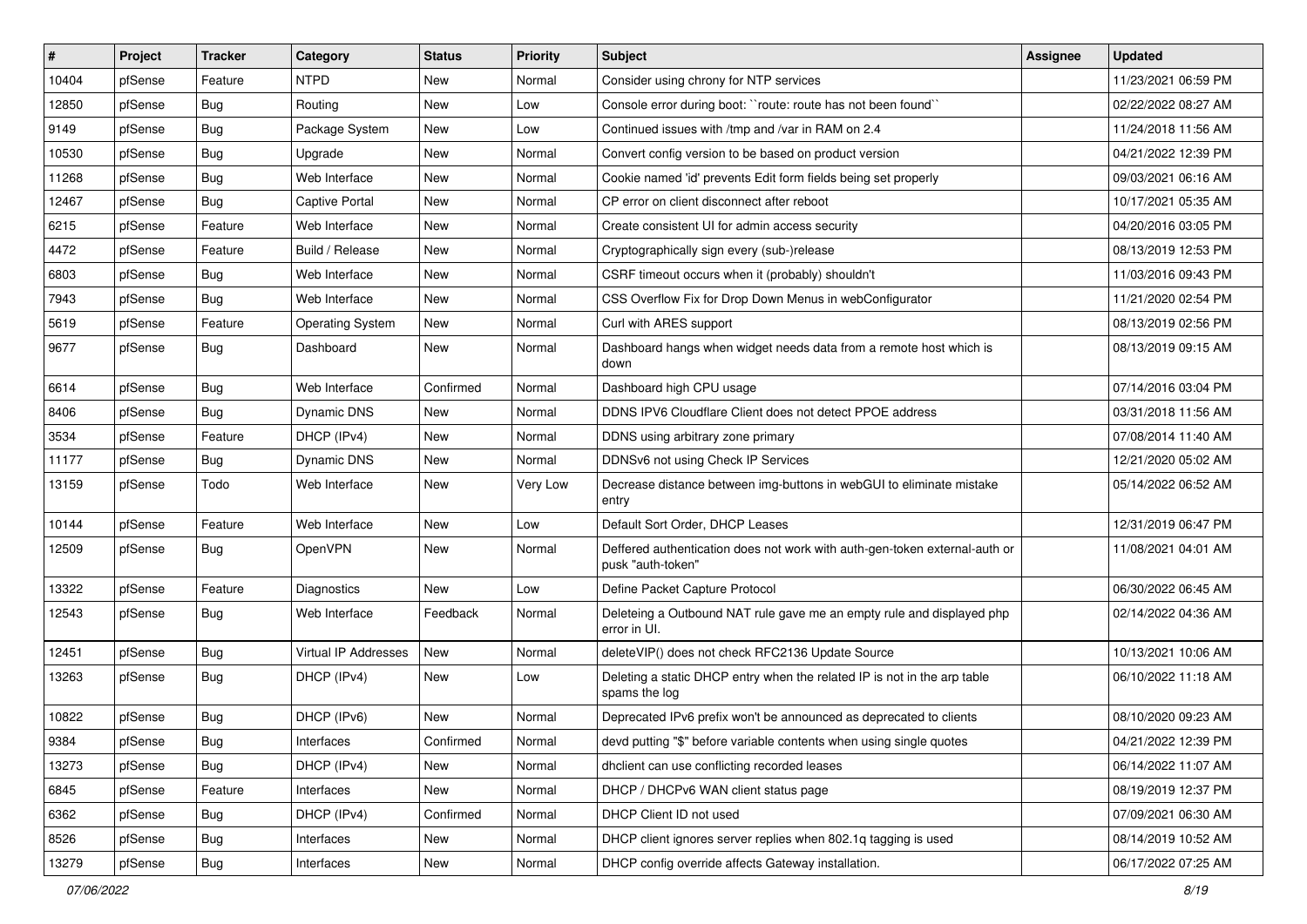| # | Project | Tracker | Category | Status | Priority | Subject | Assignee | Updated |
|---|---|---|---|---|---|---|---|---|
| 10404 | pfSense | Feature | NTPD | New | Normal | Consider using chrony for NTP services | | 11/23/2021 06:59 PM |
| 12850 | pfSense | Bug | Routing | New | Low | Console error during boot: ``route: route has not been found`` | | 02/22/2022 08:27 AM |
| 9149 | pfSense | Bug | Package System | New | Low | Continued issues with /tmp and /var in RAM on 2.4 | | 11/24/2018 11:56 AM |
| 10530 | pfSense | Bug | Upgrade | New | Normal | Convert config version to be based on product version | | 04/21/2022 12:39 PM |
| 11268 | pfSense | Bug | Web Interface | New | Normal | Cookie named 'id' prevents Edit form fields being set properly | | 09/03/2021 06:16 AM |
| 12467 | pfSense | Bug | Captive Portal | New | Normal | CP error on client disconnect after reboot | | 10/17/2021 05:35 AM |
| 6215 | pfSense | Feature | Web Interface | New | Normal | Create consistent UI for admin access security | | 04/20/2016 03:05 PM |
| 4472 | pfSense | Feature | Build / Release | New | Normal | Cryptographically sign every (sub-)release | | 08/13/2019 12:53 PM |
| 6803 | pfSense | Bug | Web Interface | New | Normal | CSRF timeout occurs when it (probably) shouldn't | | 11/03/2016 09:43 PM |
| 7943 | pfSense | Bug | Web Interface | New | Normal | CSS Overflow Fix for Drop Down Menus in webConfigurator | | 11/21/2020 02:54 PM |
| 5619 | pfSense | Feature | Operating System | New | Normal | Curl with ARES support | | 08/13/2019 02:56 PM |
| 9677 | pfSense | Bug | Dashboard | New | Normal | Dashboard hangs when widget needs data from a remote host which is down | | 08/13/2019 09:15 AM |
| 6614 | pfSense | Bug | Web Interface | Confirmed | Normal | Dashboard high CPU usage | | 07/14/2016 03:04 PM |
| 8406 | pfSense | Bug | Dynamic DNS | New | Normal | DDNS IPV6 Cloudflare Client does not detect PPOE address | | 03/31/2018 11:56 AM |
| 3534 | pfSense | Feature | DHCP (IPv4) | New | Normal | DDNS using arbitrary zone primary | | 07/08/2014 11:40 AM |
| 11177 | pfSense | Bug | Dynamic DNS | New | Normal | DDNSv6 not using Check IP Services | | 12/21/2020 05:02 AM |
| 13159 | pfSense | Todo | Web Interface | New | Very Low | Decrease distance between img-buttons in webGUI to eliminate mistake entry | | 05/14/2022 06:52 AM |
| 10144 | pfSense | Feature | Web Interface | New | Low | Default Sort Order, DHCP Leases | | 12/31/2019 06:47 PM |
| 12509 | pfSense | Bug | OpenVPN | New | Normal | Deffered authentication does not work with auth-gen-token external-auth or pusk "auth-token" | | 11/08/2021 04:01 AM |
| 13322 | pfSense | Feature | Diagnostics | New | Low | Define Packet Capture Protocol | | 06/30/2022 06:45 AM |
| 12543 | pfSense | Bug | Web Interface | Feedback | Normal | Deleteing a Outbound NAT rule gave me an empty rule and displayed php error in UI. | | 02/14/2022 04:36 AM |
| 12451 | pfSense | Bug | Virtual IP Addresses | New | Normal | deleteVIP() does not check RFC2136 Update Source | | 10/13/2021 10:06 AM |
| 13263 | pfSense | Bug | DHCP (IPv4) | New | Low | Deleting a static DHCP entry when the related IP is not in the arp table spams the log | | 06/10/2022 11:18 AM |
| 10822 | pfSense | Bug | DHCP (IPv6) | New | Normal | Deprecated IPv6 prefix won't be announced as deprecated to clients | | 08/10/2020 09:23 AM |
| 9384 | pfSense | Bug | Interfaces | Confirmed | Normal | devd putting "$" before variable contents when using single quotes | | 04/21/2022 12:39 PM |
| 13273 | pfSense | Bug | DHCP (IPv4) | New | Normal | dhclient can use conflicting recorded leases | | 06/14/2022 11:07 AM |
| 6845 | pfSense | Feature | Interfaces | New | Normal | DHCP / DHCPv6 WAN client status page | | 08/19/2019 12:37 PM |
| 6362 | pfSense | Bug | DHCP (IPv4) | Confirmed | Normal | DHCP Client ID not used | | 07/09/2021 06:30 AM |
| 8526 | pfSense | Bug | Interfaces | New | Normal | DHCP client ignores server replies when 802.1q tagging is used | | 08/14/2019 10:52 AM |
| 13279 | pfSense | Bug | Interfaces | New | Normal | DHCP config override affects Gateway installation. | | 06/17/2022 07:25 AM |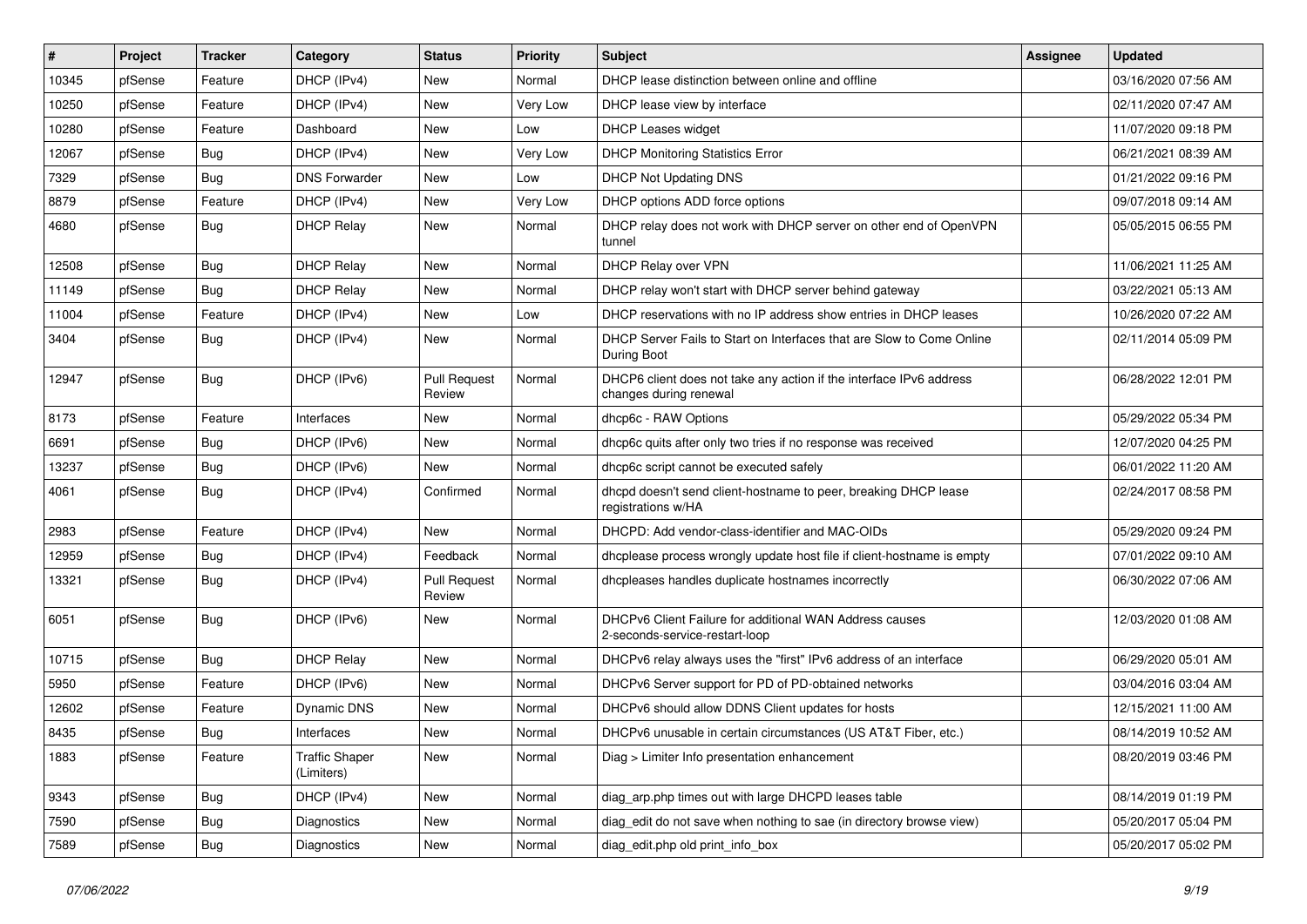| # | Project | Tracker | Category | Status | Priority | Subject | Assignee | Updated |
|---|---|---|---|---|---|---|---|---|
| 10345 | pfSense | Feature | DHCP (IPv4) | New | Normal | DHCP lease distinction between online and offline | | 03/16/2020 07:56 AM |
| 10250 | pfSense | Feature | DHCP (IPv4) | New | Very Low | DHCP lease view by interface | | 02/11/2020 07:47 AM |
| 10280 | pfSense | Feature | Dashboard | New | Low | DHCP Leases widget | | 11/07/2020 09:18 PM |
| 12067 | pfSense | Bug | DHCP (IPv4) | New | Very Low | DHCP Monitoring Statistics Error | | 06/21/2021 08:39 AM |
| 7329 | pfSense | Bug | DNS Forwarder | New | Low | DHCP Not Updating DNS | | 01/21/2022 09:16 PM |
| 8879 | pfSense | Feature | DHCP (IPv4) | New | Very Low | DHCP options ADD force options | | 09/07/2018 09:14 AM |
| 4680 | pfSense | Bug | DHCP Relay | New | Normal | DHCP relay does not work with DHCP server on other end of OpenVPN tunnel | | 05/05/2015 06:55 PM |
| 12508 | pfSense | Bug | DHCP Relay | New | Normal | DHCP Relay over VPN | | 11/06/2021 11:25 AM |
| 11149 | pfSense | Bug | DHCP Relay | New | Normal | DHCP relay won't start with DHCP server behind gateway | | 03/22/2021 05:13 AM |
| 11004 | pfSense | Feature | DHCP (IPv4) | New | Low | DHCP reservations with no IP address show entries in DHCP leases | | 10/26/2020 07:22 AM |
| 3404 | pfSense | Bug | DHCP (IPv4) | New | Normal | DHCP Server Fails to Start on Interfaces that are Slow to Come Online During Boot | | 02/11/2014 05:09 PM |
| 12947 | pfSense | Bug | DHCP (IPv6) | Pull Request Review | Normal | DHCP6 client does not take any action if the interface IPv6 address changes during renewal | | 06/28/2022 12:01 PM |
| 8173 | pfSense | Feature | Interfaces | New | Normal | dhcp6c - RAW Options | | 05/29/2022 05:34 PM |
| 6691 | pfSense | Bug | DHCP (IPv6) | New | Normal | dhcp6c quits after only two tries if no response was received | | 12/07/2020 04:25 PM |
| 13237 | pfSense | Bug | DHCP (IPv6) | New | Normal | dhcp6c script cannot be executed safely | | 06/01/2022 11:20 AM |
| 4061 | pfSense | Bug | DHCP (IPv4) | Confirmed | Normal | dhcpd doesn't send client-hostname to peer, breaking DHCP lease registrations w/HA | | 02/24/2017 08:58 PM |
| 2983 | pfSense | Feature | DHCP (IPv4) | New | Normal | DHCPD: Add vendor-class-identifier and MAC-OIDs | | 05/29/2020 09:24 PM |
| 12959 | pfSense | Bug | DHCP (IPv4) | Feedback | Normal | dhcplease process wrongly update host file if client-hostname is empty | | 07/01/2022 09:10 AM |
| 13321 | pfSense | Bug | DHCP (IPv4) | Pull Request Review | Normal | dhcpleases handles duplicate hostnames incorrectly | | 06/30/2022 07:06 AM |
| 6051 | pfSense | Bug | DHCP (IPv6) | New | Normal | DHCPv6 Client Failure for additional WAN Address causes 2-seconds-service-restart-loop | | 12/03/2020 01:08 AM |
| 10715 | pfSense | Bug | DHCP Relay | New | Normal | DHCPv6 relay always uses the "first" IPv6 address of an interface | | 06/29/2020 05:01 AM |
| 5950 | pfSense | Feature | DHCP (IPv6) | New | Normal | DHCPv6 Server support for PD of PD-obtained networks | | 03/04/2016 03:04 AM |
| 12602 | pfSense | Feature | Dynamic DNS | New | Normal | DHCPv6 should allow DDNS Client updates for hosts | | 12/15/2021 11:00 AM |
| 8435 | pfSense | Bug | Interfaces | New | Normal | DHCPv6 unusable in certain circumstances (US AT&T Fiber, etc.) | | 08/14/2019 10:52 AM |
| 1883 | pfSense | Feature | Traffic Shaper (Limiters) | New | Normal | Diag > Limiter Info presentation enhancement | | 08/20/2019 03:46 PM |
| 9343 | pfSense | Bug | DHCP (IPv4) | New | Normal | diag_arp.php times out with large DHCPD leases table | | 08/14/2019 01:19 PM |
| 7590 | pfSense | Bug | Diagnostics | New | Normal | diag_edit do not save when nothing to sae (in directory browse view) | | 05/20/2017 05:04 PM |
| 7589 | pfSense | Bug | Diagnostics | New | Normal | diag_edit.php old print_info_box | | 05/20/2017 05:02 PM |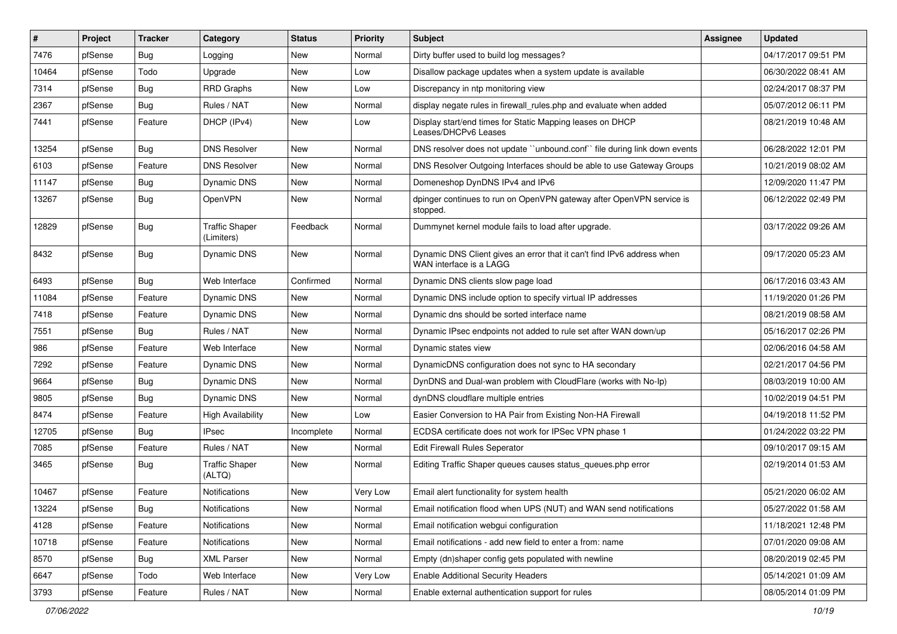| # | Project | Tracker | Category | Status | Priority | Subject | Assignee | Updated |
|---|---|---|---|---|---|---|---|---|
| 7476 | pfSense | Bug | Logging | New | Normal | Dirty buffer used to build log messages? | | 04/17/2017 09:51 PM |
| 10464 | pfSense | Todo | Upgrade | New | Low | Disallow package updates when a system update is available | | 06/30/2022 08:41 AM |
| 7314 | pfSense | Bug | RRD Graphs | New | Low | Discrepancy in ntp monitoring view | | 02/24/2017 08:37 PM |
| 2367 | pfSense | Bug | Rules / NAT | New | Normal | display negate rules in firewall_rules.php and evaluate when added | | 05/07/2012 06:11 PM |
| 7441 | pfSense | Feature | DHCP (IPv4) | New | Low | Display start/end times for Static Mapping leases on DHCP Leases/DHCPv6 Leases | | 08/21/2019 10:48 AM |
| 13254 | pfSense | Bug | DNS Resolver | New | Normal | DNS resolver does not update ``unbound.conf`` file during link down events | | 06/28/2022 12:01 PM |
| 6103 | pfSense | Feature | DNS Resolver | New | Normal | DNS Resolver Outgoing Interfaces should be able to use Gateway Groups | | 10/21/2019 08:02 AM |
| 11147 | pfSense | Bug | Dynamic DNS | New | Normal | Domeneshop DynDNS IPv4 and IPv6 | | 12/09/2020 11:47 PM |
| 13267 | pfSense | Bug | OpenVPN | New | Normal | dpinger continues to run on OpenVPN gateway after OpenVPN service is stopped. | | 06/12/2022 02:49 PM |
| 12829 | pfSense | Bug | Traffic Shaper (Limiters) | Feedback | Normal | Dummynet kernel module fails to load after upgrade. | | 03/17/2022 09:26 AM |
| 8432 | pfSense | Bug | Dynamic DNS | New | Normal | Dynamic DNS Client gives an error that it can't find IPv6 address when WAN interface is a LAGG | | 09/17/2020 05:23 AM |
| 6493 | pfSense | Bug | Web Interface | Confirmed | Normal | Dynamic DNS clients slow page load | | 06/17/2016 03:43 AM |
| 11084 | pfSense | Feature | Dynamic DNS | New | Normal | Dynamic DNS include option to specify virtual IP addresses | | 11/19/2020 01:26 PM |
| 7418 | pfSense | Feature | Dynamic DNS | New | Normal | Dynamic dns should be sorted interface name | | 08/21/2019 08:58 AM |
| 7551 | pfSense | Bug | Rules / NAT | New | Normal | Dynamic IPsec endpoints not added to rule set after WAN down/up | | 05/16/2017 02:26 PM |
| 986 | pfSense | Feature | Web Interface | New | Normal | Dynamic states view | | 02/06/2016 04:58 AM |
| 7292 | pfSense | Feature | Dynamic DNS | New | Normal | DynamicDNS configuration does not sync to HA secondary | | 02/21/2017 04:56 PM |
| 9664 | pfSense | Bug | Dynamic DNS | New | Normal | DynDNS and Dual-wan problem with CloudFlare (works with No-Ip) | | 08/03/2019 10:00 AM |
| 9805 | pfSense | Bug | Dynamic DNS | New | Normal | dynDNS cloudflare multiple entries | | 10/02/2019 04:51 PM |
| 8474 | pfSense | Feature | High Availability | New | Low | Easier Conversion to HA Pair from Existing Non-HA Firewall | | 04/19/2018 11:52 PM |
| 12705 | pfSense | Bug | IPsec | Incomplete | Normal | ECDSA certificate does not work for IPSec VPN phase 1 | | 01/24/2022 03:22 PM |
| 7085 | pfSense | Feature | Rules / NAT | New | Normal | Edit Firewall Rules Seperator | | 09/10/2017 09:15 AM |
| 3465 | pfSense | Bug | Traffic Shaper (ALTQ) | New | Normal | Editing Traffic Shaper queues causes status_queues.php error | | 02/19/2014 01:53 AM |
| 10467 | pfSense | Feature | Notifications | New | Very Low | Email alert functionality for system health | | 05/21/2020 06:02 AM |
| 13224 | pfSense | Bug | Notifications | New | Normal | Email notification flood when UPS (NUT) and WAN send notifications | | 05/27/2022 01:58 AM |
| 4128 | pfSense | Feature | Notifications | New | Normal | Email notification webgui configuration | | 11/18/2021 12:48 PM |
| 10718 | pfSense | Feature | Notifications | New | Normal | Email notifications - add new field to enter a from: name | | 07/01/2020 09:08 AM |
| 8570 | pfSense | Bug | XML Parser | New | Normal | Empty (dn)shaper config gets populated with newline | | 08/20/2019 02:45 PM |
| 6647 | pfSense | Todo | Web Interface | New | Very Low | Enable Additional Security Headers | | 05/14/2021 01:09 AM |
| 3793 | pfSense | Feature | Rules / NAT | New | Normal | Enable external authentication support for rules | | 08/05/2014 01:09 PM |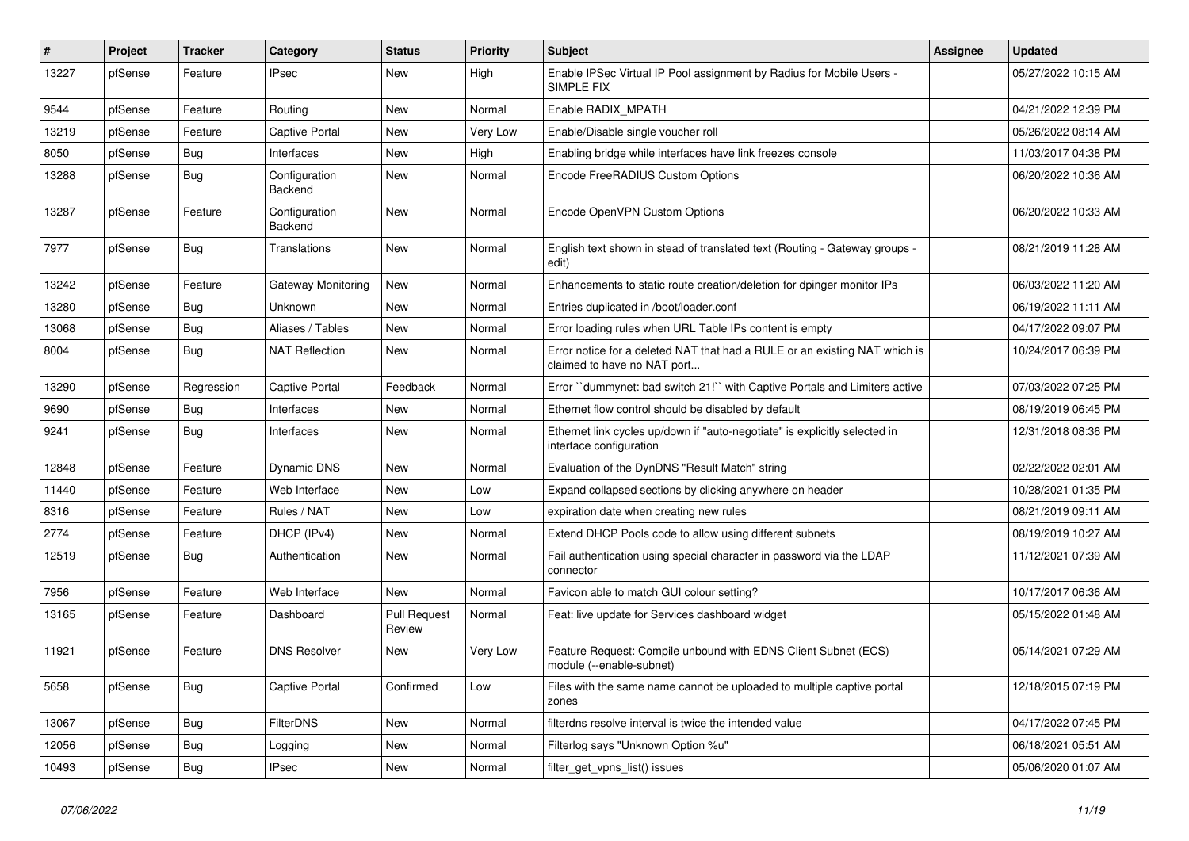| # | Project | Tracker | Category | Status | Priority | Subject | Assignee | Updated |
|---|---|---|---|---|---|---|---|---|
| 13227 | pfSense | Feature | IPsec | New | High | Enable IPSec Virtual IP Pool assignment by Radius for Mobile Users - SIMPLE FIX | | 05/27/2022 10:15 AM |
| 9544 | pfSense | Feature | Routing | New | Normal | Enable RADIX_MPATH | | 04/21/2022 12:39 PM |
| 13219 | pfSense | Feature | Captive Portal | New | Very Low | Enable/Disable single voucher roll | | 05/26/2022 08:14 AM |
| 8050 | pfSense | Bug | Interfaces | New | High | Enabling bridge while interfaces have link freezes console | | 11/03/2017 04:38 PM |
| 13288 | pfSense | Bug | Configuration Backend | New | Normal | Encode FreeRADIUS Custom Options | | 06/20/2022 10:36 AM |
| 13287 | pfSense | Feature | Configuration Backend | New | Normal | Encode OpenVPN Custom Options | | 06/20/2022 10:33 AM |
| 7977 | pfSense | Bug | Translations | New | Normal | English text shown in stead of translated text (Routing - Gateway groups - edit) | | 08/21/2019 11:28 AM |
| 13242 | pfSense | Feature | Gateway Monitoring | New | Normal | Enhancements to static route creation/deletion for dpinger monitor IPs | | 06/03/2022 11:20 AM |
| 13280 | pfSense | Bug | Unknown | New | Normal | Entries duplicated in /boot/loader.conf | | 06/19/2022 11:11 AM |
| 13068 | pfSense | Bug | Aliases / Tables | New | Normal | Error loading rules when URL Table IPs content is empty | | 04/17/2022 09:07 PM |
| 8004 | pfSense | Bug | NAT Reflection | New | Normal | Error notice for a deleted NAT that had a RULE or an existing NAT which is claimed to have no NAT port... | | 10/24/2017 06:39 PM |
| 13290 | pfSense | Regression | Captive Portal | Feedback | Normal | Error ``dummynet: bad switch 21!`` with Captive Portals and Limiters active | | 07/03/2022 07:25 PM |
| 9690 | pfSense | Bug | Interfaces | New | Normal | Ethernet flow control should be disabled by default | | 08/19/2019 06:45 PM |
| 9241 | pfSense | Bug | Interfaces | New | Normal | Ethernet link cycles up/down if "auto-negotiate" is explicitly selected in interface configuration | | 12/31/2018 08:36 PM |
| 12848 | pfSense | Feature | Dynamic DNS | New | Normal | Evaluation of the DynDNS "Result Match" string | | 02/22/2022 02:01 AM |
| 11440 | pfSense | Feature | Web Interface | New | Low | Expand collapsed sections by clicking anywhere on header | | 10/28/2021 01:35 PM |
| 8316 | pfSense | Feature | Rules / NAT | New | Low | expiration date when creating new rules | | 08/21/2019 09:11 AM |
| 2774 | pfSense | Feature | DHCP (IPv4) | New | Normal | Extend DHCP Pools code to allow using different subnets | | 08/19/2019 10:27 AM |
| 12519 | pfSense | Bug | Authentication | New | Normal | Fail authentication using special character in password via the LDAP connector | | 11/12/2021 07:39 AM |
| 7956 | pfSense | Feature | Web Interface | New | Normal | Favicon able to match GUI colour setting? | | 10/17/2017 06:36 AM |
| 13165 | pfSense | Feature | Dashboard | Pull Request Review | Normal | Feat: live update for Services dashboard widget | | 05/15/2022 01:48 AM |
| 11921 | pfSense | Feature | DNS Resolver | New | Very Low | Feature Request: Compile unbound with EDNS Client Subnet (ECS) module (--enable-subnet) | | 05/14/2021 07:29 AM |
| 5658 | pfSense | Bug | Captive Portal | Confirmed | Low | Files with the same name cannot be uploaded to multiple captive portal zones | | 12/18/2015 07:19 PM |
| 13067 | pfSense | Bug | FilterDNS | New | Normal | filterdns resolve interval is twice the intended value | | 04/17/2022 07:45 PM |
| 12056 | pfSense | Bug | Logging | New | Normal | Filterlog says "Unknown Option %u" | | 06/18/2021 05:51 AM |
| 10493 | pfSense | Bug | IPsec | New | Normal | filter_get_vpns_list() issues | | 05/06/2020 01:07 AM |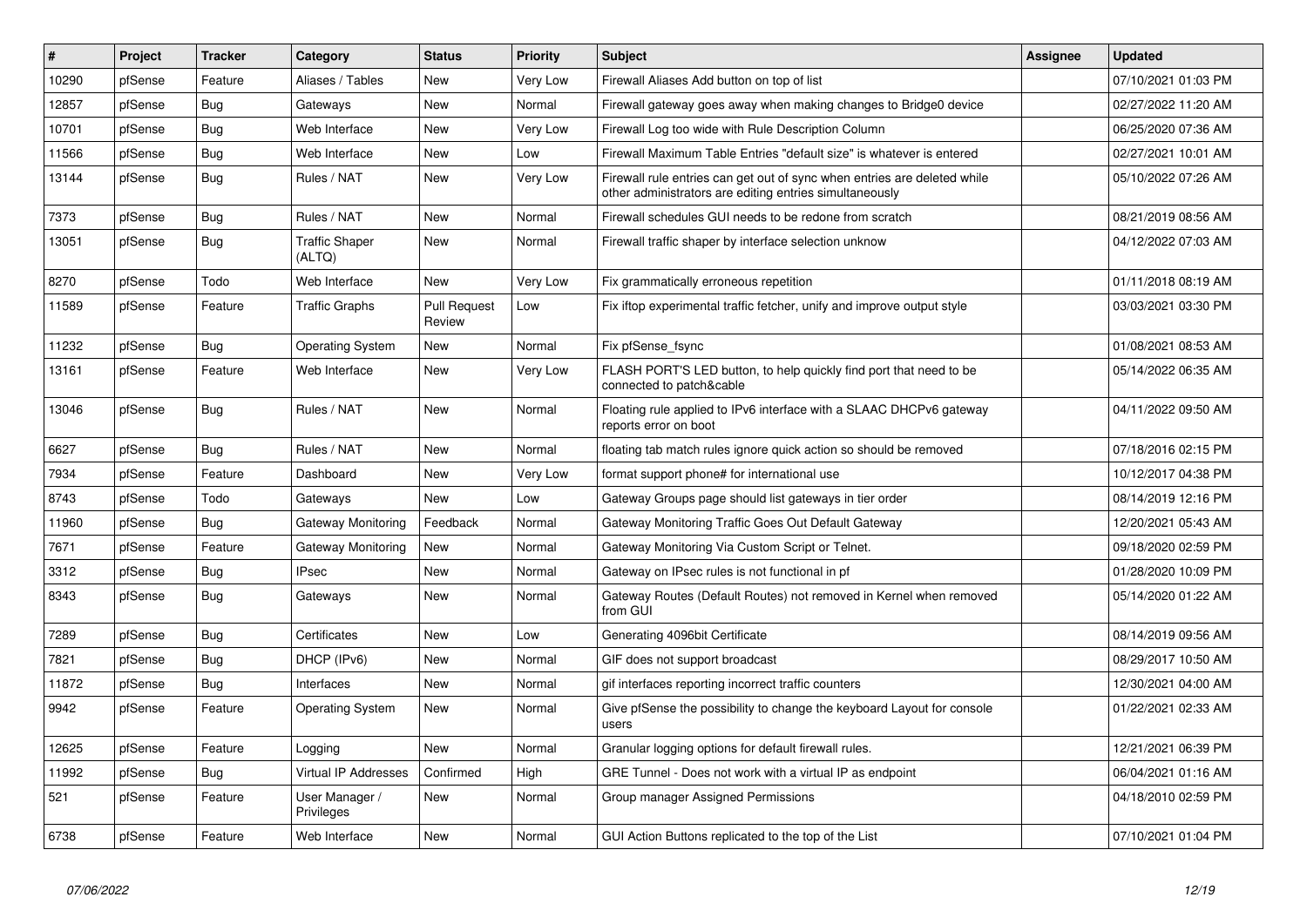| # | Project | Tracker | Category | Status | Priority | Subject | Assignee | Updated |
|---|---|---|---|---|---|---|---|---|
| 10290 | pfSense | Feature | Aliases / Tables | New | Very Low | Firewall Aliases Add button on top of list | | 07/10/2021 01:03 PM |
| 12857 | pfSense | Bug | Gateways | New | Normal | Firewall gateway goes away when making changes to Bridge0 device | | 02/27/2022 11:20 AM |
| 10701 | pfSense | Bug | Web Interface | New | Very Low | Firewall Log too wide with Rule Description Column | | 06/25/2020 07:36 AM |
| 11566 | pfSense | Bug | Web Interface | New | Low | Firewall Maximum Table Entries "default size" is whatever is entered | | 02/27/2021 10:01 AM |
| 13144 | pfSense | Bug | Rules / NAT | New | Very Low | Firewall rule entries can get out of sync when entries are deleted while other administrators are editing entries simultaneously | | 05/10/2022 07:26 AM |
| 7373 | pfSense | Bug | Rules / NAT | New | Normal | Firewall schedules GUI needs to be redone from scratch | | 08/21/2019 08:56 AM |
| 13051 | pfSense | Bug | Traffic Shaper (ALTQ) | New | Normal | Firewall traffic shaper by interface selection unknow | | 04/12/2022 07:03 AM |
| 8270 | pfSense | Todo | Web Interface | New | Very Low | Fix grammatically erroneous repetition | | 01/11/2018 08:19 AM |
| 11589 | pfSense | Feature | Traffic Graphs | Pull Request Review | Low | Fix iftop experimental traffic fetcher, unify and improve output style | | 03/03/2021 03:30 PM |
| 11232 | pfSense | Bug | Operating System | New | Normal | Fix pfSense_fsync | | 01/08/2021 08:53 AM |
| 13161 | pfSense | Feature | Web Interface | New | Very Low | FLASH PORT'S LED button, to help quickly find port that need to be connected to patch&cable | | 05/14/2022 06:35 AM |
| 13046 | pfSense | Bug | Rules / NAT | New | Normal | Floating rule applied to IPv6 interface with a SLAAC DHCPv6 gateway reports error on boot | | 04/11/2022 09:50 AM |
| 6627 | pfSense | Bug | Rules / NAT | New | Normal | floating tab match rules ignore quick action so should be removed | | 07/18/2016 02:15 PM |
| 7934 | pfSense | Feature | Dashboard | New | Very Low | format support phone# for international use | | 10/12/2017 04:38 PM |
| 8743 | pfSense | Todo | Gateways | New | Low | Gateway Groups page should list gateways in tier order | | 08/14/2019 12:16 PM |
| 11960 | pfSense | Bug | Gateway Monitoring | Feedback | Normal | Gateway Monitoring Traffic Goes Out Default Gateway | | 12/20/2021 05:43 AM |
| 7671 | pfSense | Feature | Gateway Monitoring | New | Normal | Gateway Monitoring Via Custom Script or Telnet. | | 09/18/2020 02:59 PM |
| 3312 | pfSense | Bug | IPsec | New | Normal | Gateway on IPsec rules is not functional in pf | | 01/28/2020 10:09 PM |
| 8343 | pfSense | Bug | Gateways | New | Normal | Gateway Routes (Default Routes) not removed in Kernel when removed from GUI | | 05/14/2020 01:22 AM |
| 7289 | pfSense | Bug | Certificates | New | Low | Generating 4096bit Certificate | | 08/14/2019 09:56 AM |
| 7821 | pfSense | Bug | DHCP (IPv6) | New | Normal | GIF does not support broadcast | | 08/29/2017 10:50 AM |
| 11872 | pfSense | Bug | Interfaces | New | Normal | gif interfaces reporting incorrect traffic counters | | 12/30/2021 04:00 AM |
| 9942 | pfSense | Feature | Operating System | New | Normal | Give pfSense the possibility to change the keyboard Layout for console users | | 01/22/2021 02:33 AM |
| 12625 | pfSense | Feature | Logging | New | Normal | Granular logging options for default firewall rules. | | 12/21/2021 06:39 PM |
| 11992 | pfSense | Bug | Virtual IP Addresses | Confirmed | High | GRE Tunnel - Does not work with a virtual IP as endpoint | | 06/04/2021 01:16 AM |
| 521 | pfSense | Feature | User Manager / Privileges | New | Normal | Group manager Assigned Permissions | | 04/18/2010 02:59 PM |
| 6738 | pfSense | Feature | Web Interface | New | Normal | GUI Action Buttons replicated to the top of the List | | 07/10/2021 01:04 PM |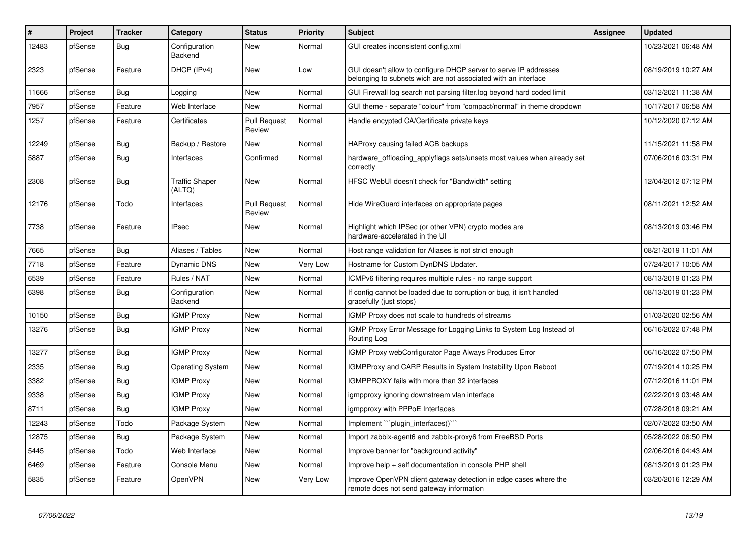| # | Project | Tracker | Category | Status | Priority | Subject | Assignee | Updated |
|---|---|---|---|---|---|---|---|---|
| 12483 | pfSense | Bug | Configuration Backend | New | Normal | GUI creates inconsistent config.xml | | 10/23/2021 06:48 AM |
| 2323 | pfSense | Feature | DHCP (IPv4) | New | Low | GUI doesn't allow to configure DHCP server to serve IP addresses belonging to subnets wich are not associated with an interface | | 08/19/2019 10:27 AM |
| 11666 | pfSense | Bug | Logging | New | Normal | GUI Firewall log search not parsing filter.log beyond hard coded limit | | 03/12/2021 11:38 AM |
| 7957 | pfSense | Feature | Web Interface | New | Normal | GUI theme - separate "colour" from "compact/normal" in theme dropdown | | 10/17/2017 06:58 AM |
| 1257 | pfSense | Feature | Certificates | Pull Request Review | Normal | Handle encypted CA/Certificate private keys | | 10/12/2020 07:12 AM |
| 12249 | pfSense | Bug | Backup / Restore | New | Normal | HAProxy causing failed ACB backups | | 11/15/2021 11:58 PM |
| 5887 | pfSense | Bug | Interfaces | Confirmed | Normal | hardware_offloading_applyflags sets/unsets most values when already set correctly | | 07/06/2016 03:31 PM |
| 2308 | pfSense | Bug | Traffic Shaper (ALTQ) | New | Normal | HFSC WebUI doesn't check for "Bandwidth" setting | | 12/04/2012 07:12 PM |
| 12176 | pfSense | Todo | Interfaces | Pull Request Review | Normal | Hide WireGuard interfaces on appropriate pages | | 08/11/2021 12:52 AM |
| 7738 | pfSense | Feature | IPsec | New | Normal | Highlight which IPSec (or other VPN) crypto modes are hardware-accelerated in the UI | | 08/13/2019 03:46 PM |
| 7665 | pfSense | Bug | Aliases / Tables | New | Normal | Host range validation for Aliases is not strict enough | | 08/21/2019 11:01 AM |
| 7718 | pfSense | Feature | Dynamic DNS | New | Very Low | Hostname for Custom DynDNS Updater. | | 07/24/2017 10:05 AM |
| 6539 | pfSense | Feature | Rules / NAT | New | Normal | ICMPv6 filtering requires multiple rules - no range support | | 08/13/2019 01:23 PM |
| 6398 | pfSense | Bug | Configuration Backend | New | Normal | If config cannot be loaded due to corruption or bug, it isn't handled gracefully (just stops) | | 08/13/2019 01:23 PM |
| 10150 | pfSense | Bug | IGMP Proxy | New | Normal | IGMP Proxy does not scale to hundreds of streams | | 01/03/2020 02:56 AM |
| 13276 | pfSense | Bug | IGMP Proxy | New | Normal | IGMP Proxy Error Message for Logging Links to System Log Instead of Routing Log | | 06/16/2022 07:48 PM |
| 13277 | pfSense | Bug | IGMP Proxy | New | Normal | IGMP Proxy webConfigurator Page Always Produces Error | | 06/16/2022 07:50 PM |
| 2335 | pfSense | Bug | Operating System | New | Normal | IGMPProxy and CARP Results in System Instability Upon Reboot | | 07/19/2014 10:25 PM |
| 3382 | pfSense | Bug | IGMP Proxy | New | Normal | IGMPPROXY fails with more than 32 interfaces | | 07/12/2016 11:01 PM |
| 9338 | pfSense | Bug | IGMP Proxy | New | Normal | igmpproxy ignoring downstream vlan interface | | 02/22/2019 03:48 AM |
| 8711 | pfSense | Bug | IGMP Proxy | New | Normal | igmpproxy with PPPoE Interfaces | | 07/28/2018 09:21 AM |
| 12243 | pfSense | Todo | Package System | New | Normal | Implement ```plugin_interfaces()``` | | 02/07/2022 03:50 AM |
| 12875 | pfSense | Bug | Package System | New | Normal | Import zabbix-agent6 and zabbix-proxy6 from FreeBSD Ports | | 05/28/2022 06:50 PM |
| 5445 | pfSense | Todo | Web Interface | New | Normal | Improve banner for "background activity" | | 02/06/2016 04:43 AM |
| 6469 | pfSense | Feature | Console Menu | New | Normal | Improve help + self documentation in console PHP shell | | 08/13/2019 01:23 PM |
| 5835 | pfSense | Feature | OpenVPN | New | Very Low | Improve OpenVPN client gateway detection in edge cases where the remote does not send gateway information | | 03/20/2016 12:29 AM |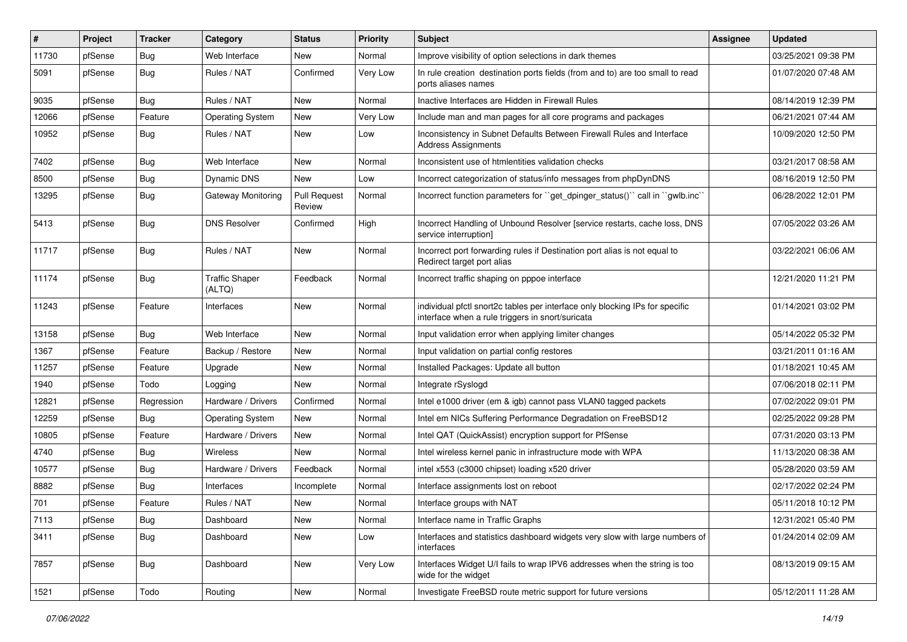| # | Project | Tracker | Category | Status | Priority | Subject | Assignee | Updated |
| --- | --- | --- | --- | --- | --- | --- | --- | --- |
| 11730 | pfSense | Bug | Web Interface | New | Normal | Improve visibility of option selections in dark themes | | 03/25/2021 09:38 PM |
| 5091 | pfSense | Bug | Rules / NAT | Confirmed | Very Low | In rule creation destination ports fields (from and to) are too small to read ports aliases names | | 01/07/2020 07:48 AM |
| 9035 | pfSense | Bug | Rules / NAT | New | Normal | Inactive Interfaces are Hidden in Firewall Rules | | 08/14/2019 12:39 PM |
| 12066 | pfSense | Feature | Operating System | New | Very Low | Include man and man pages for all core programs and packages | | 06/21/2021 07:44 AM |
| 10952 | pfSense | Bug | Rules / NAT | New | Low | Inconsistency in Subnet Defaults Between Firewall Rules and Interface Address Assignments | | 10/09/2020 12:50 PM |
| 7402 | pfSense | Bug | Web Interface | New | Normal | Inconsistent use of htmlentities validation checks | | 03/21/2017 08:58 AM |
| 8500 | pfSense | Bug | Dynamic DNS | New | Low | Incorrect categorization of status/info messages from phpDynDNS | | 08/16/2019 12:50 PM |
| 13295 | pfSense | Bug | Gateway Monitoring | Pull Request Review | Normal | Incorrect function parameters for ``get_dpinger_status()`` call in ``gwlb.inc`` | | 06/28/2022 12:01 PM |
| 5413 | pfSense | Bug | DNS Resolver | Confirmed | High | Incorrect Handling of Unbound Resolver [service restarts, cache loss, DNS service interruption] | | 07/05/2022 03:26 AM |
| 11717 | pfSense | Bug | Rules / NAT | New | Normal | Incorrect port forwarding rules if Destination port alias is not equal to Redirect target port alias | | 03/22/2021 06:06 AM |
| 11174 | pfSense | Bug | Traffic Shaper (ALTQ) | Feedback | Normal | Incorrect traffic shaping on pppoe interface | | 12/21/2020 11:21 PM |
| 11243 | pfSense | Feature | Interfaces | New | Normal | individual pfctl snort2c tables per interface only blocking IPs for specific interface when a rule triggers in snort/suricata | | 01/14/2021 03:02 PM |
| 13158 | pfSense | Bug | Web Interface | New | Normal | Input validation error when applying limiter changes | | 05/14/2022 05:32 PM |
| 1367 | pfSense | Feature | Backup / Restore | New | Normal | Input validation on partial config restores | | 03/21/2011 01:16 AM |
| 11257 | pfSense | Feature | Upgrade | New | Normal | Installed Packages: Update all button | | 01/18/2021 10:45 AM |
| 1940 | pfSense | Todo | Logging | New | Normal | Integrate rSyslogd | | 07/06/2018 02:11 PM |
| 12821 | pfSense | Regression | Hardware / Drivers | Confirmed | Normal | Intel e1000 driver (em & igb) cannot pass VLAN0 tagged packets | | 07/02/2022 09:01 PM |
| 12259 | pfSense | Bug | Operating System | New | Normal | Intel em NICs Suffering Performance Degradation on FreeBSD12 | | 02/25/2022 09:28 PM |
| 10805 | pfSense | Feature | Hardware / Drivers | New | Normal | Intel QAT (QuickAssist) encryption support for PfSense | | 07/31/2020 03:13 PM |
| 4740 | pfSense | Bug | Wireless | New | Normal | Intel wireless kernel panic in infrastructure mode with WPA | | 11/13/2020 08:38 AM |
| 10577 | pfSense | Bug | Hardware / Drivers | Feedback | Normal | intel x553 (c3000 chipset) loading x520 driver | | 05/28/2020 03:59 AM |
| 8882 | pfSense | Bug | Interfaces | Incomplete | Normal | Interface assignments lost on reboot | | 02/17/2022 02:24 PM |
| 701 | pfSense | Feature | Rules / NAT | New | Normal | Interface groups with NAT | | 05/11/2018 10:12 PM |
| 7113 | pfSense | Bug | Dashboard | New | Normal | Interface name in Traffic Graphs | | 12/31/2021 05:40 PM |
| 3411 | pfSense | Bug | Dashboard | New | Low | Interfaces and statistics dashboard widgets very slow with large numbers of interfaces | | 01/24/2014 02:09 AM |
| 7857 | pfSense | Bug | Dashboard | New | Very Low | Interfaces Widget U/I fails to wrap IPV6 addresses when the string is too wide for the widget | | 08/13/2019 09:15 AM |
| 1521 | pfSense | Todo | Routing | New | Normal | Investigate FreeBSD route metric support for future versions | | 05/12/2011 11:28 AM |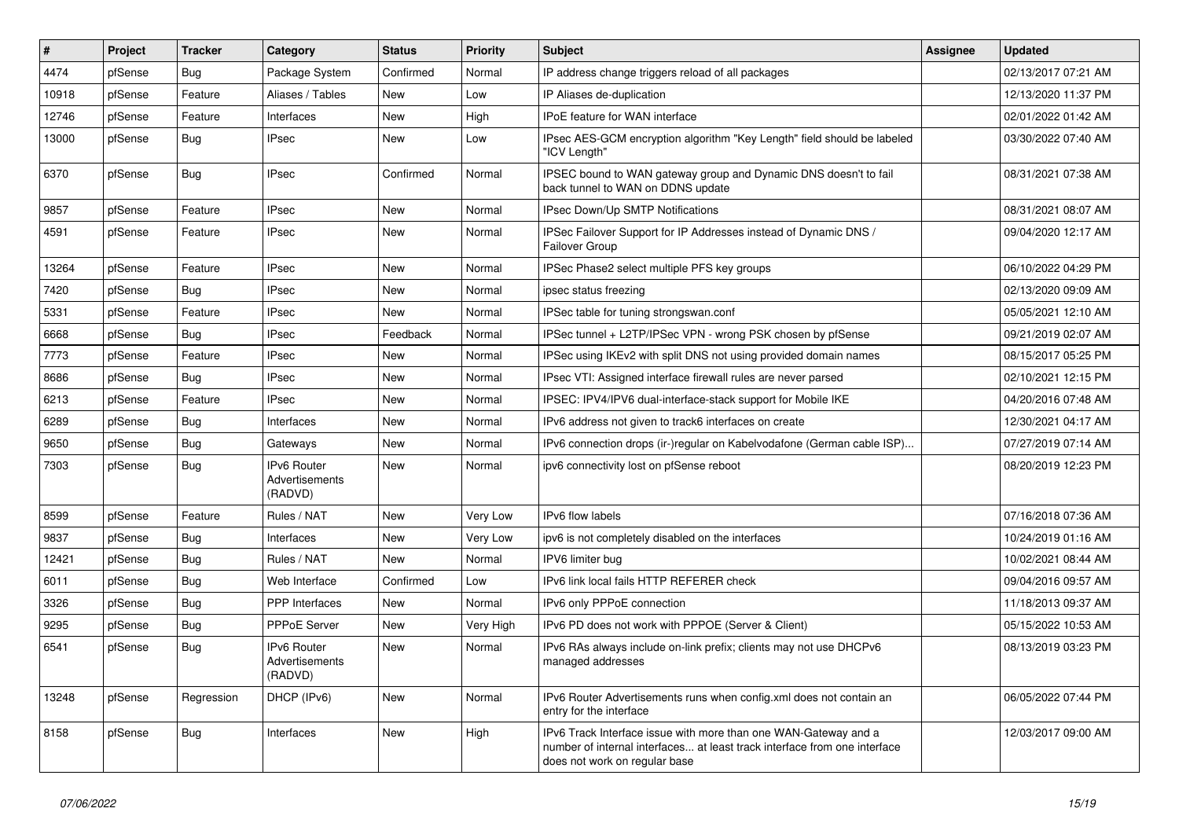| # | Project | Tracker | Category | Status | Priority | Subject | Assignee | Updated |
|---|---|---|---|---|---|---|---|---|
| 4474 | pfSense | Bug | Package System | Confirmed | Normal | IP address change triggers reload of all packages | | 02/13/2017 07:21 AM |
| 10918 | pfSense | Feature | Aliases / Tables | New | Low | IP Aliases de-duplication | | 12/13/2020 11:37 PM |
| 12746 | pfSense | Feature | Interfaces | New | High | IPoE feature for WAN interface | | 02/01/2022 01:42 AM |
| 13000 | pfSense | Bug | IPsec | New | Low | IPsec AES-GCM encryption algorithm "Key Length" field should be labeled "ICV Length" | | 03/30/2022 07:40 AM |
| 6370 | pfSense | Bug | IPsec | Confirmed | Normal | IPSEC bound to WAN gateway group and Dynamic DNS doesn't to fail back tunnel to WAN on DDNS update | | 08/31/2021 07:38 AM |
| 9857 | pfSense | Feature | IPsec | New | Normal | IPsec Down/Up SMTP Notifications | | 08/31/2021 08:07 AM |
| 4591 | pfSense | Feature | IPsec | New | Normal | IPSec Failover Support for IP Addresses instead of Dynamic DNS / Failover Group | | 09/04/2020 12:17 AM |
| 13264 | pfSense | Feature | IPsec | New | Normal | IPSec Phase2 select multiple PFS key groups | | 06/10/2022 04:29 PM |
| 7420 | pfSense | Bug | IPsec | New | Normal | ipsec status freezing | | 02/13/2020 09:09 AM |
| 5331 | pfSense | Feature | IPsec | New | Normal | IPSec table for tuning strongswan.conf | | 05/05/2021 12:10 AM |
| 6668 | pfSense | Bug | IPsec | Feedback | Normal | IPSec tunnel + L2TP/IPSec VPN - wrong PSK chosen by pfSense | | 09/21/2019 02:07 AM |
| 7773 | pfSense | Feature | IPsec | New | Normal | IPSec using IKEv2 with split DNS not using provided domain names | | 08/15/2017 05:25 PM |
| 8686 | pfSense | Bug | IPsec | New | Normal | IPsec VTI: Assigned interface firewall rules are never parsed | | 02/10/2021 12:15 PM |
| 6213 | pfSense | Feature | IPsec | New | Normal | IPSEC: IPV4/IPV6 dual-interface-stack support for Mobile IKE | | 04/20/2016 07:48 AM |
| 6289 | pfSense | Bug | Interfaces | New | Normal | IPv6 address not given to track6 interfaces on create | | 12/30/2021 04:17 AM |
| 9650 | pfSense | Bug | Gateways | New | Normal | IPv6 connection drops (ir-)regular on Kabelvodafone (German cable ISP)... | | 07/27/2019 07:14 AM |
| 7303 | pfSense | Bug | IPv6 Router Advertisements (RADVD) | New | Normal | ipv6 connectivity lost on pfSense reboot | | 08/20/2019 12:23 PM |
| 8599 | pfSense | Feature | Rules / NAT | New | Very Low | IPv6 flow labels | | 07/16/2018 07:36 AM |
| 9837 | pfSense | Bug | Interfaces | New | Very Low | ipv6 is not completely disabled on the interfaces | | 10/24/2019 01:16 AM |
| 12421 | pfSense | Bug | Rules / NAT | New | Normal | IPV6 limiter bug | | 10/02/2021 08:44 AM |
| 6011 | pfSense | Bug | Web Interface | Confirmed | Low | IPv6 link local fails HTTP REFERER check | | 09/04/2016 09:57 AM |
| 3326 | pfSense | Bug | PPP Interfaces | New | Normal | IPv6 only PPPoE connection | | 11/18/2013 09:37 AM |
| 9295 | pfSense | Bug | PPPoE Server | New | Very High | IPv6 PD does not work with PPPOE (Server & Client) | | 05/15/2022 10:53 AM |
| 6541 | pfSense | Bug | IPv6 Router Advertisements (RADVD) | New | Normal | IPv6 RAs always include on-link prefix; clients may not use DHCPv6 managed addresses | | 08/13/2019 03:23 PM |
| 13248 | pfSense | Regression | DHCP (IPv6) | New | Normal | IPv6 Router Advertisements runs when config.xml does not contain an entry for the interface | | 06/05/2022 07:44 PM |
| 8158 | pfSense | Bug | Interfaces | New | High | IPv6 Track Interface issue with more than one WAN-Gateway and a number of internal interfaces... at least track interface from one interface does not work on regular base | | 12/03/2017 09:00 AM |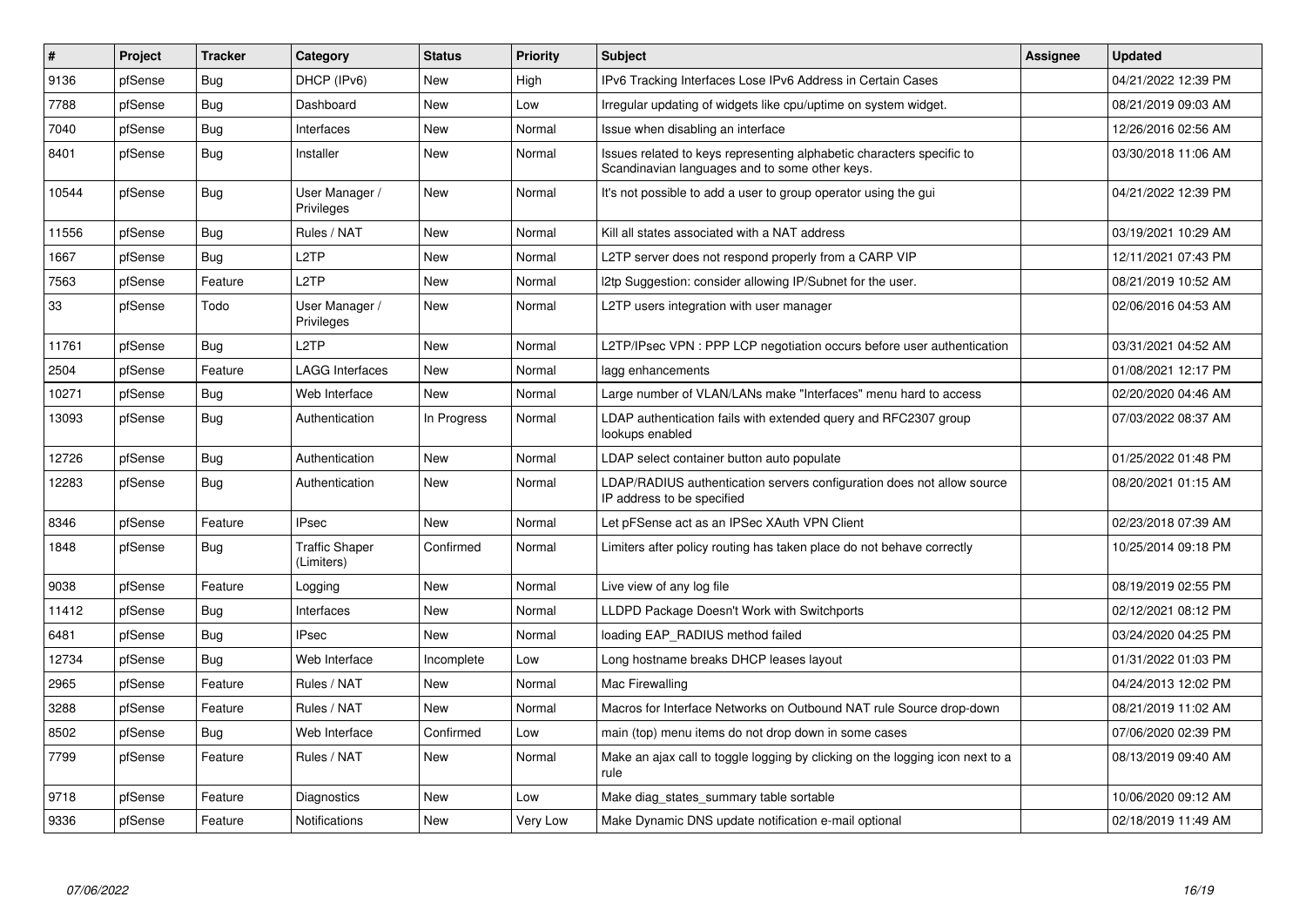| # | Project | Tracker | Category | Status | Priority | Subject | Assignee | Updated |
|---|---|---|---|---|---|---|---|---|
| 9136 | pfSense | Bug | DHCP (IPv6) | New | High | IPv6 Tracking Interfaces Lose IPv6 Address in Certain Cases | | 04/21/2022 12:39 PM |
| 7788 | pfSense | Bug | Dashboard | New | Low | Irregular updating of widgets like cpu/uptime on system widget. | | 08/21/2019 09:03 AM |
| 7040 | pfSense | Bug | Interfaces | New | Normal | Issue when disabling an interface | | 12/26/2016 02:56 AM |
| 8401 | pfSense | Bug | Installer | New | Normal | Issues related to keys representing alphabetic characters specific to Scandinavian languages and to some other keys. | | 03/30/2018 11:06 AM |
| 10544 | pfSense | Bug | User Manager / Privileges | New | Normal | It's not possible to add a user to group operator using the gui | | 04/21/2022 12:39 PM |
| 11556 | pfSense | Bug | Rules / NAT | New | Normal | Kill all states associated with a NAT address | | 03/19/2021 10:29 AM |
| 1667 | pfSense | Bug | L2TP | New | Normal | L2TP server does not respond properly from a CARP VIP | | 12/11/2021 07:43 PM |
| 7563 | pfSense | Feature | L2TP | New | Normal | l2tp Suggestion: consider allowing IP/Subnet for the user. | | 08/21/2019 10:52 AM |
| 33 | pfSense | Todo | User Manager / Privileges | New | Normal | L2TP users integration with user manager | | 02/06/2016 04:53 AM |
| 11761 | pfSense | Bug | L2TP | New | Normal | L2TP/IPsec VPN : PPP LCP negotiation occurs before user authentication | | 03/31/2021 04:52 AM |
| 2504 | pfSense | Feature | LAGG Interfaces | New | Normal | lagg enhancements | | 01/08/2021 12:17 PM |
| 10271 | pfSense | Bug | Web Interface | New | Normal | Large number of VLAN/LANs make "Interfaces" menu hard to access | | 02/20/2020 04:46 AM |
| 13093 | pfSense | Bug | Authentication | In Progress | Normal | LDAP authentication fails with extended query and RFC2307 group lookups enabled | | 07/03/2022 08:37 AM |
| 12726 | pfSense | Bug | Authentication | New | Normal | LDAP select container button auto populate | | 01/25/2022 01:48 PM |
| 12283 | pfSense | Bug | Authentication | New | Normal | LDAP/RADIUS authentication servers configuration does not allow source IP address to be specified | | 08/20/2021 01:15 AM |
| 8346 | pfSense | Feature | IPsec | New | Normal | Let pFSense act as an IPSec XAuth VPN Client | | 02/23/2018 07:39 AM |
| 1848 | pfSense | Bug | Traffic Shaper (Limiters) | Confirmed | Normal | Limiters after policy routing has taken place do not behave correctly | | 10/25/2014 09:18 PM |
| 9038 | pfSense | Feature | Logging | New | Normal | Live view of any log file | | 08/19/2019 02:55 PM |
| 11412 | pfSense | Bug | Interfaces | New | Normal | LLDPD Package Doesn't Work with Switchports | | 02/12/2021 08:12 PM |
| 6481 | pfSense | Bug | IPsec | New | Normal | loading EAP_RADIUS method failed | | 03/24/2020 04:25 PM |
| 12734 | pfSense | Bug | Web Interface | Incomplete | Low | Long hostname breaks DHCP leases layout | | 01/31/2022 01:03 PM |
| 2965 | pfSense | Feature | Rules / NAT | New | Normal | Mac Firewalling | | 04/24/2013 12:02 PM |
| 3288 | pfSense | Feature | Rules / NAT | New | Normal | Macros for Interface Networks on Outbound NAT rule Source drop-down | | 08/21/2019 11:02 AM |
| 8502 | pfSense | Bug | Web Interface | Confirmed | Low | main (top) menu items do not drop down in some cases | | 07/06/2020 02:39 PM |
| 7799 | pfSense | Feature | Rules / NAT | New | Normal | Make an ajax call to toggle logging by clicking on the logging icon next to a rule | | 08/13/2019 09:40 AM |
| 9718 | pfSense | Feature | Diagnostics | New | Low | Make diag_states_summary table sortable | | 10/06/2020 09:12 AM |
| 9336 | pfSense | Feature | Notifications | New | Very Low | Make Dynamic DNS update notification e-mail optional | | 02/18/2019 11:49 AM |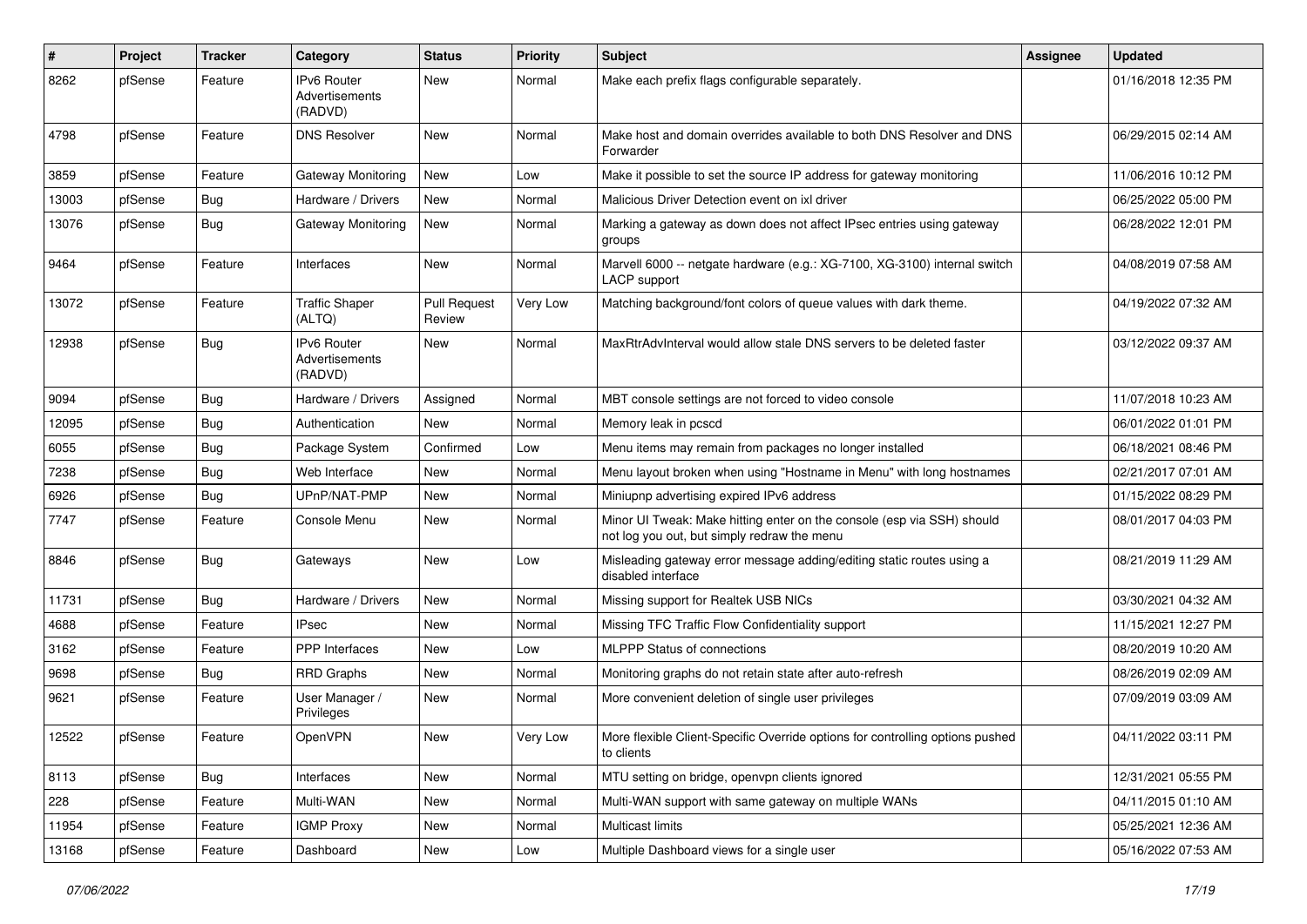| # | Project | Tracker | Category | Status | Priority | Subject | Assignee | Updated |
|---|---|---|---|---|---|---|---|---|
| 8262 | pfSense | Feature | IPv6 Router Advertisements (RADVD) | New | Normal | Make each prefix flags configurable separately. | | 01/16/2018 12:35 PM |
| 4798 | pfSense | Feature | DNS Resolver | New | Normal | Make host and domain overrides available to both DNS Resolver and DNS Forwarder | | 06/29/2015 02:14 AM |
| 3859 | pfSense | Feature | Gateway Monitoring | New | Low | Make it possible to set the source IP address for gateway monitoring | | 11/06/2016 10:12 PM |
| 13003 | pfSense | Bug | Hardware / Drivers | New | Normal | Malicious Driver Detection event on ixl driver | | 06/25/2022 05:00 PM |
| 13076 | pfSense | Bug | Gateway Monitoring | New | Normal | Marking a gateway as down does not affect IPsec entries using gateway groups | | 06/28/2022 12:01 PM |
| 9464 | pfSense | Feature | Interfaces | New | Normal | Marvell 6000 -- netgate hardware (e.g.: XG-7100, XG-3100) internal switch LACP support | | 04/08/2019 07:58 AM |
| 13072 | pfSense | Feature | Traffic Shaper (ALTQ) | Pull Request Review | Very Low | Matching background/font colors of queue values with dark theme. | | 04/19/2022 07:32 AM |
| 12938 | pfSense | Bug | IPv6 Router Advertisements (RADVD) | New | Normal | MaxRtrAdvInterval would allow stale DNS servers to be deleted faster | | 03/12/2022 09:37 AM |
| 9094 | pfSense | Bug | Hardware / Drivers | Assigned | Normal | MBT console settings are not forced to video console | | 11/07/2018 10:23 AM |
| 12095 | pfSense | Bug | Authentication | New | Normal | Memory leak in pcscd | | 06/01/2022 01:01 PM |
| 6055 | pfSense | Bug | Package System | Confirmed | Low | Menu items may remain from packages no longer installed | | 06/18/2021 08:46 PM |
| 7238 | pfSense | Bug | Web Interface | New | Normal | Menu layout broken when using "Hostname in Menu" with long hostnames | | 02/21/2017 07:01 AM |
| 6926 | pfSense | Bug | UPnP/NAT-PMP | New | Normal | Miniupnp advertising expired IPv6 address | | 01/15/2022 08:29 PM |
| 7747 | pfSense | Feature | Console Menu | New | Normal | Minor UI Tweak: Make hitting enter on the console (esp via SSH) should not log you out, but simply redraw the menu | | 08/01/2017 04:03 PM |
| 8846 | pfSense | Bug | Gateways | New | Low | Misleading gateway error message adding/editing static routes using a disabled interface | | 08/21/2019 11:29 AM |
| 11731 | pfSense | Bug | Hardware / Drivers | New | Normal | Missing support for Realtek USB NICs | | 03/30/2021 04:32 AM |
| 4688 | pfSense | Feature | IPsec | New | Normal | Missing TFC Traffic Flow Confidentiality support | | 11/15/2021 12:27 PM |
| 3162 | pfSense | Feature | PPP Interfaces | New | Low | MLPPP Status of connections | | 08/20/2019 10:20 AM |
| 9698 | pfSense | Bug | RRD Graphs | New | Normal | Monitoring graphs do not retain state after auto-refresh | | 08/26/2019 02:09 AM |
| 9621 | pfSense | Feature | User Manager / Privileges | New | Normal | More convenient deletion of single user privileges | | 07/09/2019 03:09 AM |
| 12522 | pfSense | Feature | OpenVPN | New | Very Low | More flexible Client-Specific Override options for controlling options pushed to clients | | 04/11/2022 03:11 PM |
| 8113 | pfSense | Bug | Interfaces | New | Normal | MTU setting on bridge, openvpn clients ignored | | 12/31/2021 05:55 PM |
| 228 | pfSense | Feature | Multi-WAN | New | Normal | Multi-WAN support with same gateway on multiple WANs | | 04/11/2015 01:10 AM |
| 11954 | pfSense | Feature | IGMP Proxy | New | Normal | Multicast limits | | 05/25/2021 12:36 AM |
| 13168 | pfSense | Feature | Dashboard | New | Low | Multiple Dashboard views for a single user | | 05/16/2022 07:53 AM |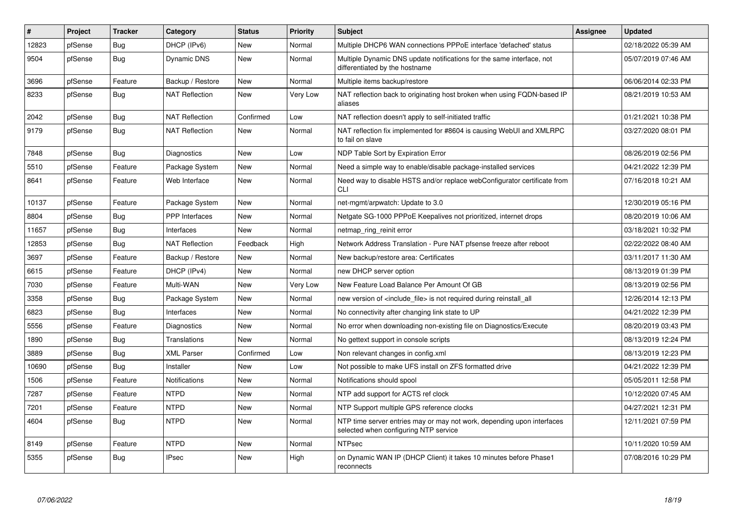| # | Project | Tracker | Category | Status | Priority | Subject | Assignee | Updated |
|---|---|---|---|---|---|---|---|---|
| 12823 | pfSense | Bug | DHCP (IPv6) | New | Normal | Multiple DHCP6 WAN connections PPPoE interface 'defached' status | | 02/18/2022 05:39 AM |
| 9504 | pfSense | Bug | Dynamic DNS | New | Normal | Multiple Dynamic DNS update notifications for the same interface, not differentiated by the hostname | | 05/07/2019 07:46 AM |
| 3696 | pfSense | Feature | Backup / Restore | New | Normal | Multiple items backup/restore | | 06/06/2014 02:33 PM |
| 8233 | pfSense | Bug | NAT Reflection | New | Very Low | NAT reflection back to originating host broken when using FQDN-based IP aliases | | 08/21/2019 10:53 AM |
| 2042 | pfSense | Bug | NAT Reflection | Confirmed | Low | NAT reflection doesn't apply to self-initiated traffic | | 01/21/2021 10:38 PM |
| 9179 | pfSense | Bug | NAT Reflection | New | Normal | NAT reflection fix implemented for #8604 is causing WebUI and XMLRPC to fail on slave | | 03/27/2020 08:01 PM |
| 7848 | pfSense | Bug | Diagnostics | New | Low | NDP Table Sort by Expiration Error | | 08/26/2019 02:56 PM |
| 5510 | pfSense | Feature | Package System | New | Normal | Need a simple way to enable/disable package-installed services | | 04/21/2022 12:39 PM |
| 8641 | pfSense | Feature | Web Interface | New | Normal | Need way to disable HSTS and/or replace webConfigurator certificate from CLI | | 07/16/2018 10:21 AM |
| 10137 | pfSense | Feature | Package System | New | Normal | net-mgmt/arpwatch: Update to 3.0 | | 12/30/2019 05:16 PM |
| 8804 | pfSense | Bug | PPP Interfaces | New | Normal | Netgate SG-1000 PPPoE Keepalives not prioritized, internet drops | | 08/20/2019 10:06 AM |
| 11657 | pfSense | Bug | Interfaces | New | Normal | netmap_ring_reinit error | | 03/18/2021 10:32 PM |
| 12853 | pfSense | Bug | NAT Reflection | Feedback | High | Network Address Translation - Pure NAT pfsense freeze after reboot | | 02/22/2022 08:40 AM |
| 3697 | pfSense | Feature | Backup / Restore | New | Normal | New backup/restore area: Certificates | | 03/11/2017 11:30 AM |
| 6615 | pfSense | Feature | DHCP (IPv4) | New | Normal | new DHCP server option | | 08/13/2019 01:39 PM |
| 7030 | pfSense | Feature | Multi-WAN | New | Very Low | New Feature Load Balance Per Amount Of GB | | 08/13/2019 02:56 PM |
| 3358 | pfSense | Bug | Package System | New | Normal | new version of <include_file> is not required during reinstall_all | | 12/26/2014 12:13 PM |
| 6823 | pfSense | Bug | Interfaces | New | Normal | No connectivity after changing link state to UP | | 04/21/2022 12:39 PM |
| 5556 | pfSense | Feature | Diagnostics | New | Normal | No error when downloading non-existing file on Diagnostics/Execute | | 08/20/2019 03:43 PM |
| 1890 | pfSense | Bug | Translations | New | Normal | No gettext support in console scripts | | 08/13/2019 12:24 PM |
| 3889 | pfSense | Bug | XML Parser | Confirmed | Low | Non relevant changes in config.xml | | 08/13/2019 12:23 PM |
| 10690 | pfSense | Bug | Installer | New | Low | Not possible to make UFS install on ZFS formatted drive | | 04/21/2022 12:39 PM |
| 1506 | pfSense | Feature | Notifications | New | Normal | Notifications should spool | | 05/05/2011 12:58 PM |
| 7287 | pfSense | Feature | NTPD | New | Normal | NTP add support for ACTS ref clock | | 10/12/2020 07:45 AM |
| 7201 | pfSense | Feature | NTPD | New | Normal | NTP Support multiple GPS reference clocks | | 04/27/2021 12:31 PM |
| 4604 | pfSense | Bug | NTPD | New | Normal | NTP time server entries may or may not work, depending upon interfaces selected when configuring NTP service | | 12/11/2021 07:59 PM |
| 8149 | pfSense | Feature | NTPD | New | Normal | NTPsec | | 10/11/2020 10:59 AM |
| 5355 | pfSense | Bug | IPsec | New | High | on Dynamic WAN IP (DHCP Client) it takes 10 minutes before Phase1 reconnects | | 07/08/2016 10:29 PM |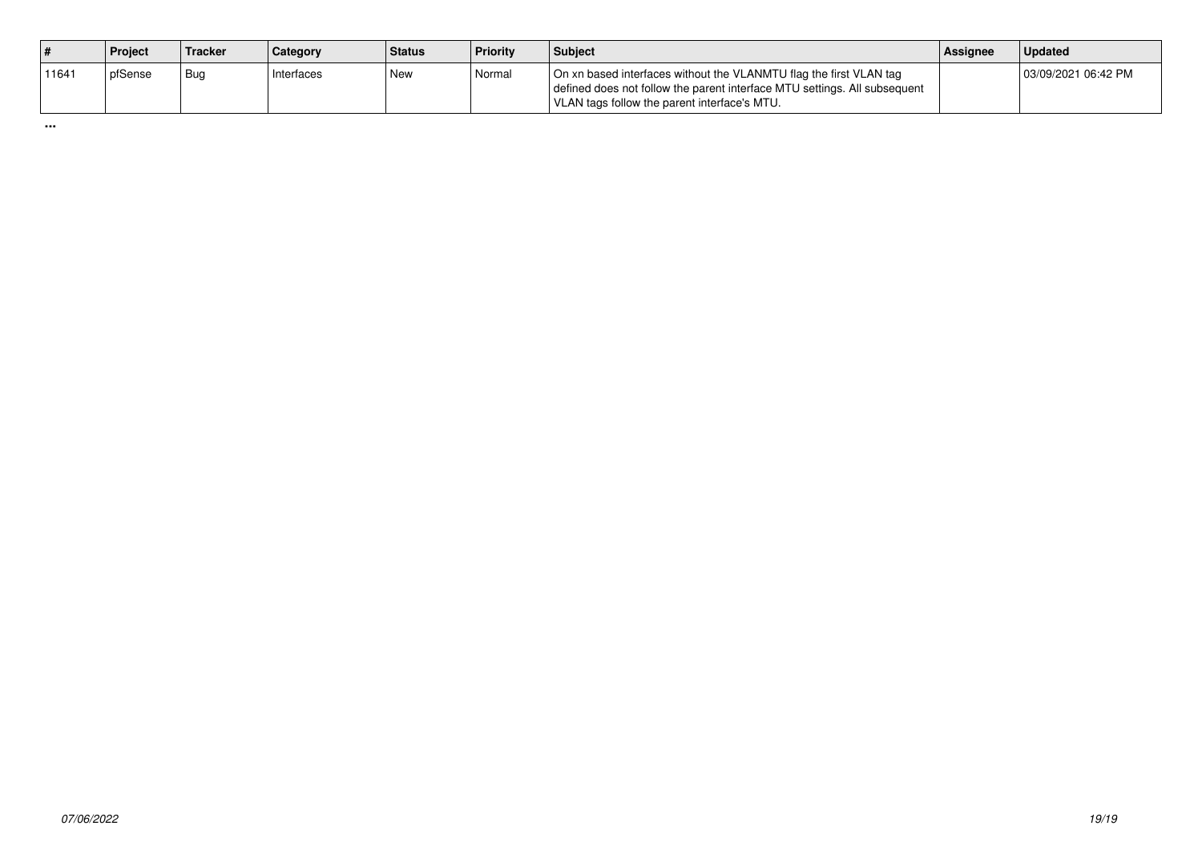| # | Project | Tracker | Category | Status | Priority | Subject | Assignee | Updated |
|---|---|---|---|---|---|---|---|---|
| 11641 | pfSense | Bug | Interfaces | New | Normal | On xn based interfaces without the VLANMTU flag the first VLAN tag defined does not follow the parent interface MTU settings. All subsequent VLAN tags follow the parent interface's MTU. | | 03/09/2021 06:42 PM |

...